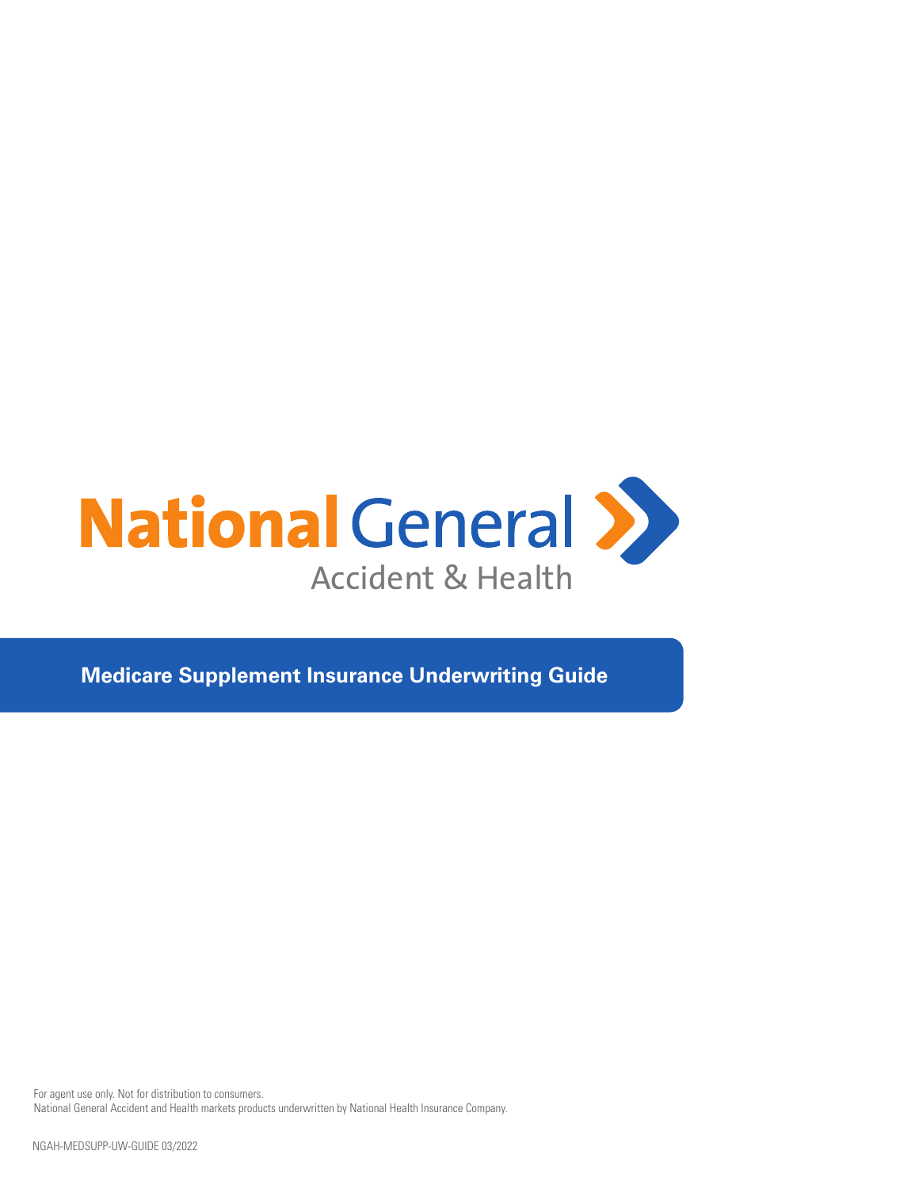National General Accident & Health

# Medicare Supplement Insurance Underwriting Guide

For agent use only. Not for distribution to consumers.
National General Accident and Health markets products underwritten by National Health Insurance Company.

NGAH-MEDSUPP-UW-GUIDE 03/2022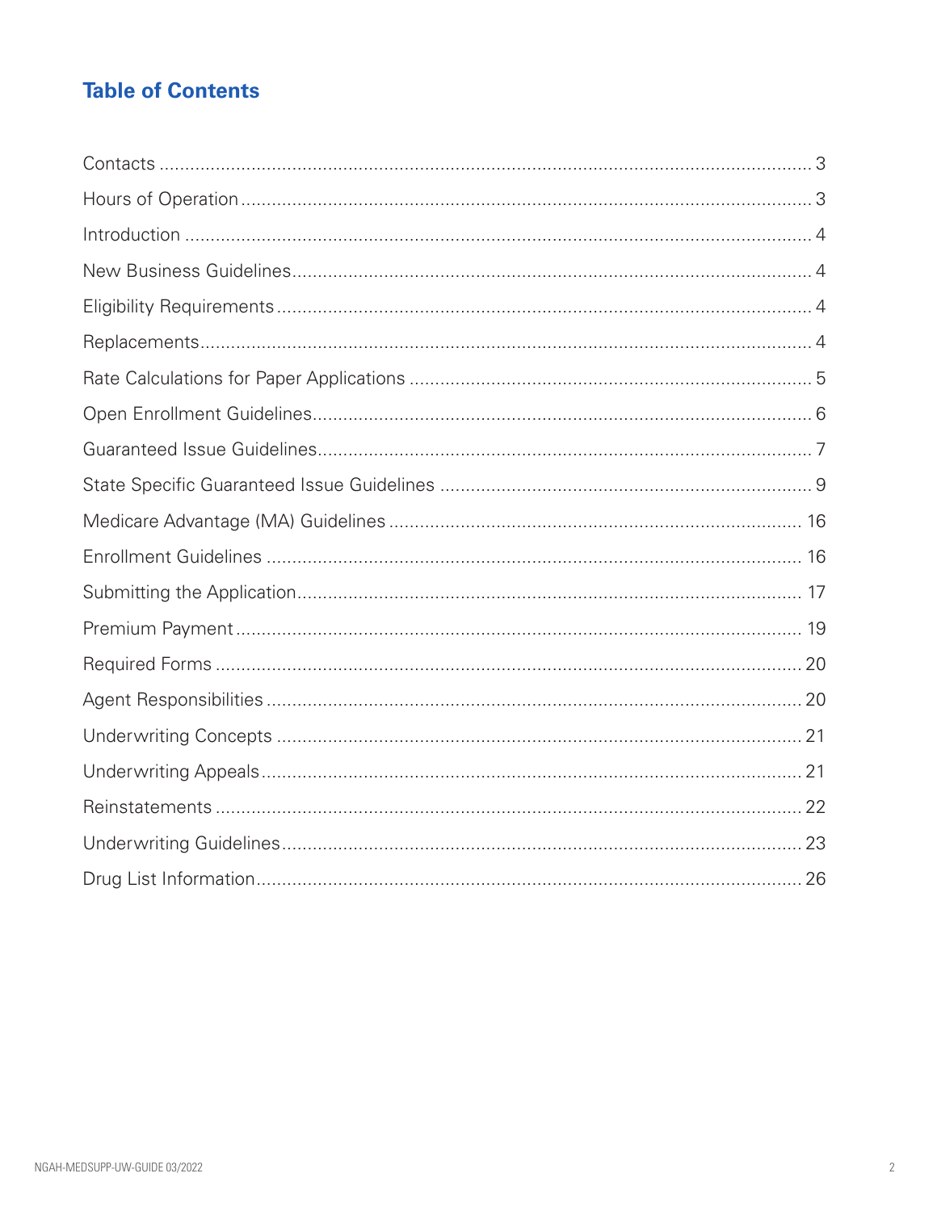## Table of Contents

| Section | Page |
| --- | --- |
| Contacts | 3 |
| Hours of Operation | 3 |
| Introduction | 4 |
| New Business Guidelines | 4 |
| Eligibility Requirements | 4 |
| Replacements | 4 |
| Rate Calculations for Paper Applications | 5 |
| Open Enrollment Guidelines | 6 |
| Guaranteed Issue Guidelines | 7 |
| State Specific Guaranteed Issue Guidelines | 9 |
| Medicare Advantage (MA) Guidelines | 16 |
| Enrollment Guidelines | 16 |
| Submitting the Application | 17 |
| Premium Payment | 19 |
| Required Forms | 20 |
| Agent Responsibilities | 20 |
| Underwriting Concepts | 21 |
| Underwriting Appeals | 21 |
| Reinstatements | 22 |
| Underwriting Guidelines | 23 |
| Drug List Information | 26 |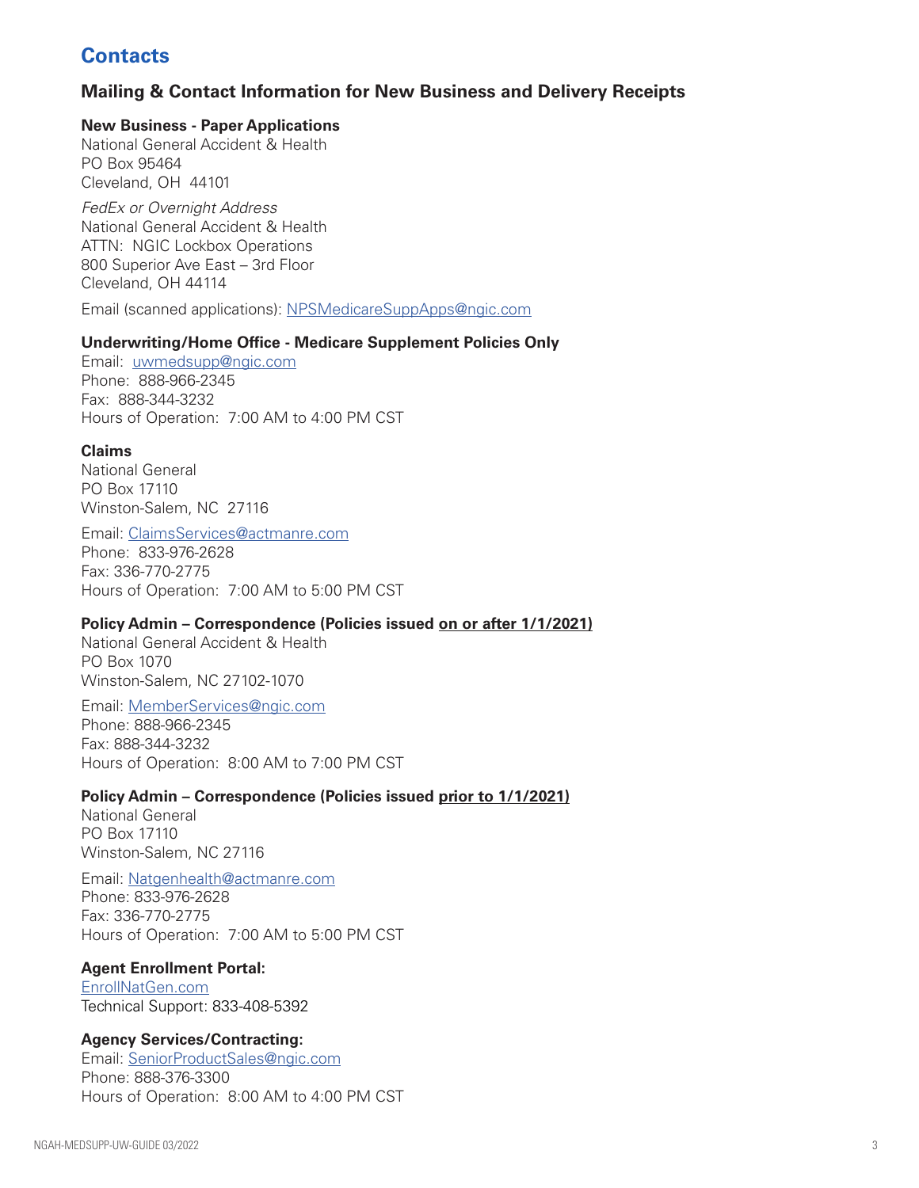# Contacts

## Mailing & Contact Information for New Business and Delivery Receipts

**New Business - Paper Applications**
National General Accident & Health
PO Box 95464
Cleveland, OH 44101

*FedEx or Overnight Address*
National General Accident & Health
ATTN: NGIC Lockbox Operations
800 Superior Ave East – 3rd Floor
Cleveland, OH 44114

Email (scanned applications): NPSMedicareSuppApps@ngic.com

**Underwriting/Home Office - Medicare Supplement Policies Only**
Email: uwmedsupp@ngic.com
Phone: 888-966-2345
Fax: 888-344-3232
Hours of Operation: 7:00 AM to 4:00 PM CST

**Claims**
National General
PO Box 17110
Winston-Salem, NC 27116

Email: ClaimsServices@actmanre.com
Phone: 833-976-2628
Fax: 336-770-2775
Hours of Operation: 7:00 AM to 5:00 PM CST

**Policy Admin – Correspondence (Policies issued on or after 1/1/2021)**
National General Accident & Health
PO Box 1070
Winston-Salem, NC 27102-1070

Email: MemberServices@ngic.com
Phone: 888-966-2345
Fax: 888-344-3232
Hours of Operation: 8:00 AM to 7:00 PM CST

**Policy Admin – Correspondence (Policies issued prior to 1/1/2021)**
National General
PO Box 17110
Winston-Salem, NC 27116

Email: Natgenhealth@actmanre.com
Phone: 833-976-2628
Fax: 336-770-2775
Hours of Operation: 7:00 AM to 5:00 PM CST

**Agent Enrollment Portal:**
EnrollNatGen.com
Technical Support: 833-408-5392

**Agency Services/Contracting:**
Email: SeniorProductSales@ngic.com
Phone: 888-376-3300
Hours of Operation: 8:00 AM to 4:00 PM CST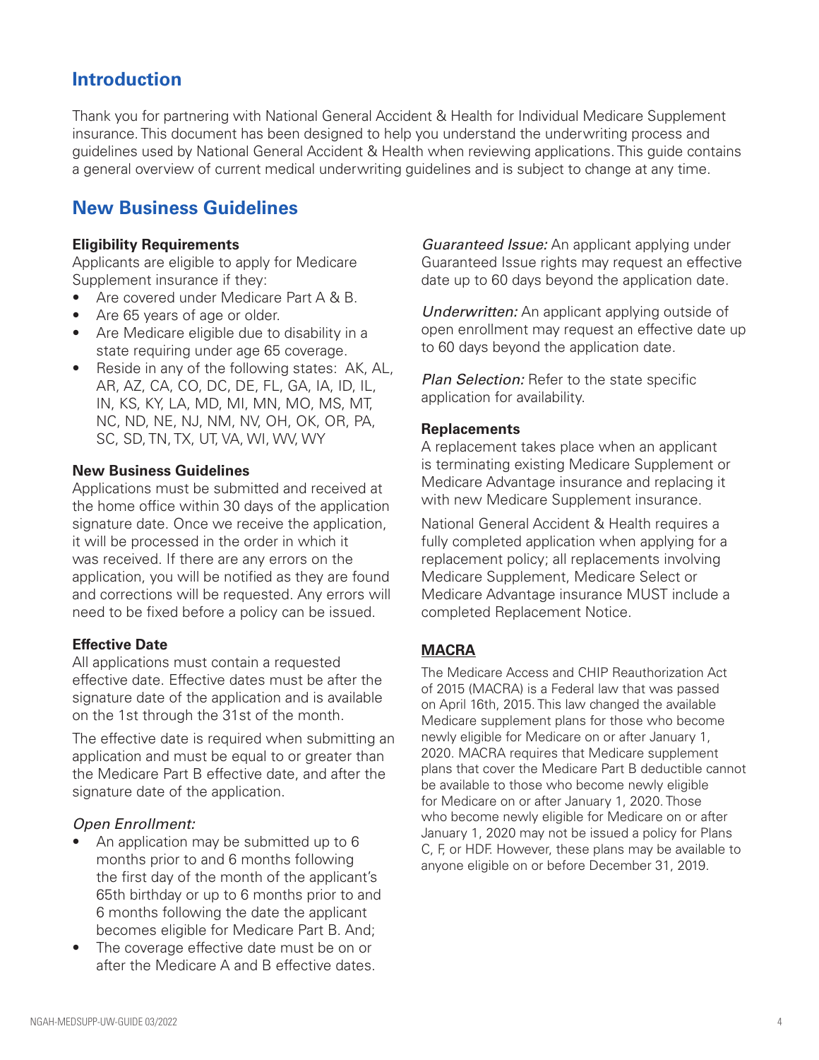## Introduction

Thank you for partnering with National General Accident & Health for Individual Medicare Supplement insurance. This document has been designed to help you understand the underwriting process and guidelines used by National General Accident & Health when reviewing applications. This guide contains a general overview of current medical underwriting guidelines and is subject to change at any time.

## New Business Guidelines

**Eligibility Requirements**

Applicants are eligible to apply for Medicare Supplement insurance if they:

- Are covered under Medicare Part A & B.
- Are 65 years of age or older.
- Are Medicare eligible due to disability in a state requiring under age 65 coverage.
- Reside in any of the following states: AK, AL, AR, AZ, CA, CO, DC, DE, FL, GA, IA, ID, IL, IN, KS, KY, LA, MD, MI, MN, MO, MS, MT, NC, ND, NE, NJ, NM, NV, OH, OK, OR, PA, SC, SD, TN, TX, UT, VA, WI, WV, WY

**New Business Guidelines**

Applications must be submitted and received at the home office within 30 days of the application signature date. Once we receive the application, it will be processed in the order in which it was received. If there are any errors on the application, you will be notified as they are found and corrections will be requested. Any errors will need to be fixed before a policy can be issued.

**Effective Date**

All applications must contain a requested effective date. Effective dates must be after the signature date of the application and is available on the 1st through the 31st of the month.

The effective date is required when submitting an application and must be equal to or greater than the Medicare Part B effective date, and after the signature date of the application.

*Open Enrollment:*

- An application may be submitted up to 6 months prior to and 6 months following the first day of the month of the applicant's 65th birthday or up to 6 months prior to and 6 months following the date the applicant becomes eligible for Medicare Part B. And;
- The coverage effective date must be on or after the Medicare A and B effective dates.

*Guaranteed Issue:* An applicant applying under Guaranteed Issue rights may request an effective date up to 60 days beyond the application date.

*Underwritten:* An applicant applying outside of open enrollment may request an effective date up to 60 days beyond the application date.

*Plan Selection:* Refer to the state specific application for availability.

**Replacements**

A replacement takes place when an applicant is terminating existing Medicare Supplement or Medicare Advantage insurance and replacing it with new Medicare Supplement insurance.

National General Accident & Health requires a fully completed application when applying for a replacement policy; all replacements involving Medicare Supplement, Medicare Select or Medicare Advantage insurance MUST include a completed Replacement Notice.

**MACRA**

The Medicare Access and CHIP Reauthorization Act of 2015 (MACRA) is a Federal law that was passed on April 16th, 2015. This law changed the available Medicare supplement plans for those who become newly eligible for Medicare on or after January 1, 2020. MACRA requires that Medicare supplement plans that cover the Medicare Part B deductible cannot be available to those who become newly eligible for Medicare on or after January 1, 2020. Those who become newly eligible for Medicare on or after January 1, 2020 may not be issued a policy for Plans C, F, or HDF. However, these plans may be available to anyone eligible on or before December 31, 2019.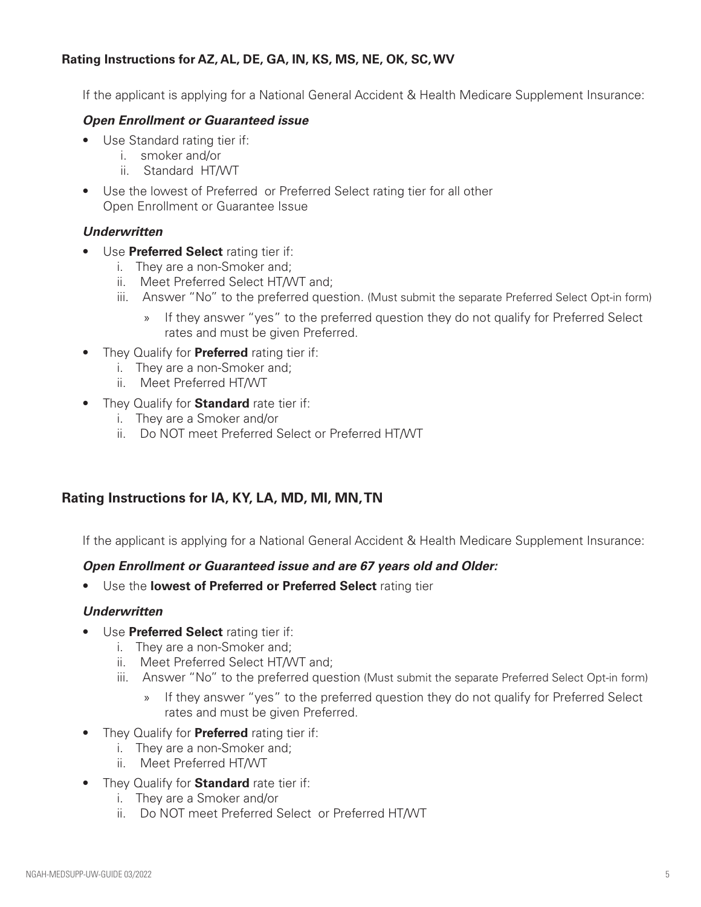### Rating Instructions for AZ, AL, DE, GA, IN, KS, MS, NE, OK, SC, WV

If the applicant is applying for a National General Accident & Health Medicare Supplement Insurance:

***Open Enrollment or Guaranteed issue***

- Use Standard rating tier if:
    i. smoker and/or
    ii. Standard HT/WT
- Use the lowest of Preferred or Preferred Select rating tier for all other Open Enrollment or Guarantee Issue

***Underwritten***

- Use **Preferred Select** rating tier if:
    i. They are a non-Smoker and;
    ii. Meet Preferred Select HT/WT and;
    iii. Answer "No" to the preferred question. (Must submit the separate Preferred Select Opt-in form)
        » If they answer "yes" to the preferred question they do not qualify for Preferred Select rates and must be given Preferred.
- They Qualify for **Preferred** rating tier if:
    i. They are a non-Smoker and;
    ii. Meet Preferred HT/WT
- They Qualify for **Standard** rate tier if:
    i. They are a Smoker and/or
    ii. Do NOT meet Preferred Select or Preferred HT/WT

### Rating Instructions for IA, KY, LA, MD, MI, MN, TN

If the applicant is applying for a National General Accident & Health Medicare Supplement Insurance:

***Open Enrollment or Guaranteed issue and are 67 years old and Older:***

- Use the **lowest of Preferred or Preferred Select** rating tier

***Underwritten***

- Use **Preferred Select** rating tier if:
    i. They are a non-Smoker and;
    ii. Meet Preferred Select HT/WT and;
    iii. Answer "No" to the preferred question (Must submit the separate Preferred Select Opt-in form)
        » If they answer "yes" to the preferred question they do not qualify for Preferred Select rates and must be given Preferred.
- They Qualify for **Preferred** rating tier if:
    i. They are a non-Smoker and;
    ii. Meet Preferred HT/WT
- They Qualify for **Standard** rate tier if:
    i. They are a Smoker and/or
    ii. Do NOT meet Preferred Select or Preferred HT/WT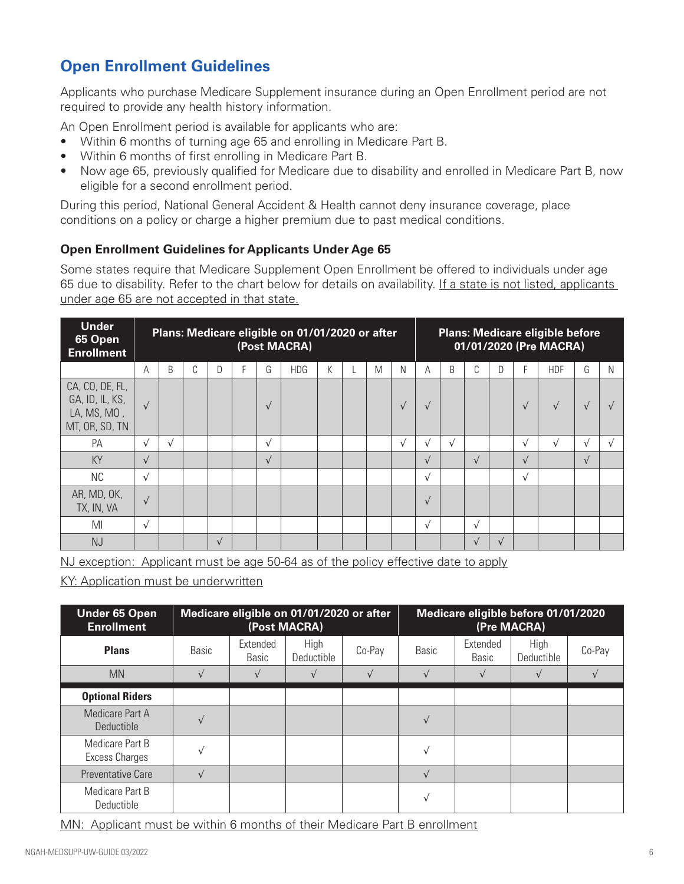## Open Enrollment Guidelines

Applicants who purchase Medicare Supplement insurance during an Open Enrollment period are not required to provide any health history information.

An Open Enrollment period is available for applicants who are:

- Within 6 months of turning age 65 and enrolling in Medicare Part B.
- Within 6 months of first enrolling in Medicare Part B.
- Now age 65, previously qualified for Medicare due to disability and enrolled in Medicare Part B, now eligible for a second enrollment period.

During this period, National General Accident & Health cannot deny insurance coverage, place conditions on a policy or charge a higher premium due to past medical conditions.

### Open Enrollment Guidelines for Applicants Under Age 65

Some states require that Medicare Supplement Open Enrollment be offered to individuals under age 65 due to disability. Refer to the chart below for details on availability. If a state is not listed, applicants under age 65 are not accepted in that state.

| Under 65 Open Enrollment | Plans: Medicare eligible on 01/01/2020 or after (Post MACRA) | | | | | | | | | | | Plans: Medicare eligible before 01/01/2020 (Pre MACRA) | | | | | | | |
|---|---|---|---|---|---|---|---|---|---|---|---|---|---|---|---|---|---|---|---|
| | A | B | C | D | F | G | HDG | K | L | M | N | A | B | C | D | F | HDF | G | N |
| CA, CO, DE, FL, GA, ID, IL, KS, LA, MS, MO, MT, OR, SD, TN | √ | | | | | √ | | | | | √ | √ | | | | √ | √ | √ | √ |
| PA | √ | √ | | | | √ | | | | | √ | √ | √ | | | √ | √ | √ | √ |
| KY | √ | | | | | √ | | | | | | √ | | √ | | √ | | √ | |
| NC | √ | | | | | | | | | | | √ | | | | √ | | | |
| AR, MD, OK, TX, IN, VA | √ | | | | | | | | | | | √ | | | | | | | |
| MI | √ | | | | | | | | | | | √ | | √ | | | | | |
| NJ | | | | √ | | | | | | | | | | √ | √ | | | | |

NJ exception: Applicant must be age 50-64 as of the policy effective date to apply

KY: Application must be underwritten

| Under 65 Open Enrollment | Medicare eligible on 01/01/2020 or after (Post MACRA) | | | | Medicare eligible before 01/01/2020 (Pre MACRA) | | | |
|---|---|---|---|---|---|---|---|---|
| **Plans** | Basic | Extended Basic | High Deductible | Co-Pay | Basic | Extended Basic | High Deductible | Co-Pay |
| MN | √ | √ | √ | √ | √ | √ | √ | √ |
| **Optional Riders** | | | | | | | | |
| Medicare Part A Deductible | √ | | | | √ | | | |
| Medicare Part B Excess Charges | √ | | | | √ | | | |
| Preventative Care | √ | | | | √ | | | |
| Medicare Part B Deductible | | | | | √ | | | |

MN: Applicant must be within 6 months of their Medicare Part B enrollment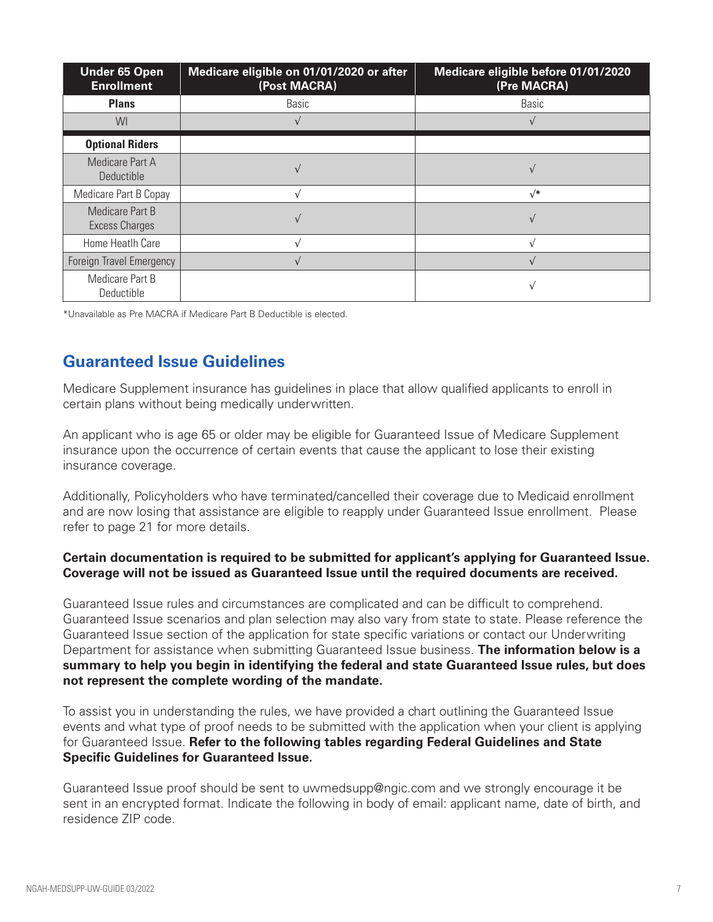| Under 65 Open Enrollment | Medicare eligible on 01/01/2020 or after (Post MACRA) | Medicare eligible before 01/01/2020 (Pre MACRA) |
|---|---|---|
| **Plans** | Basic | Basic |
| WI | √ | √ |
| **Optional Riders** | | |
| Medicare Part A Deductible | √ | √ |
| Medicare Part B Copay | √ | √* |
| Medicare Part B Excess Charges | √ | √ |
| Home Heatlh Care | √ | √ |
| Foreign Travel Emergency | √ | √ |
| Medicare Part B Deductible | | √ |

*Unavailable as Pre MACRA if Medicare Part B Deductible is elected.

## Guaranteed Issue Guidelines

Medicare Supplement insurance has guidelines in place that allow qualified applicants to enroll in certain plans without being medically underwritten.

An applicant who is age 65 or older may be eligible for Guaranteed Issue of Medicare Supplement insurance upon the occurrence of certain events that cause the applicant to lose their existing insurance coverage.

Additionally, Policyholders who have terminated/cancelled their coverage due to Medicaid enrollment and are now losing that assistance are eligible to reapply under Guaranteed Issue enrollment. Please refer to page 21 for more details.

**Certain documentation is required to be submitted for applicant's applying for Guaranteed Issue. Coverage will not be issued as Guaranteed Issue until the required documents are received.**

Guaranteed Issue rules and circumstances are complicated and can be difficult to comprehend. Guaranteed Issue scenarios and plan selection may also vary from state to state. Please reference the Guaranteed Issue section of the application for state specific variations or contact our Underwriting Department for assistance when submitting Guaranteed Issue business. **The information below is a summary to help you begin in identifying the federal and state Guaranteed Issue rules, but does not represent the complete wording of the mandate.**

To assist you in understanding the rules, we have provided a chart outlining the Guaranteed Issue events and what type of proof needs to be submitted with the application when your client is applying for Guaranteed Issue. **Refer to the following tables regarding Federal Guidelines and State Specific Guidelines for Guaranteed Issue.**

Guaranteed Issue proof should be sent to uwmedsupp@ngic.com and we strongly encourage it be sent in an encrypted format. Indicate the following in body of email: applicant name, date of birth, and residence ZIP code.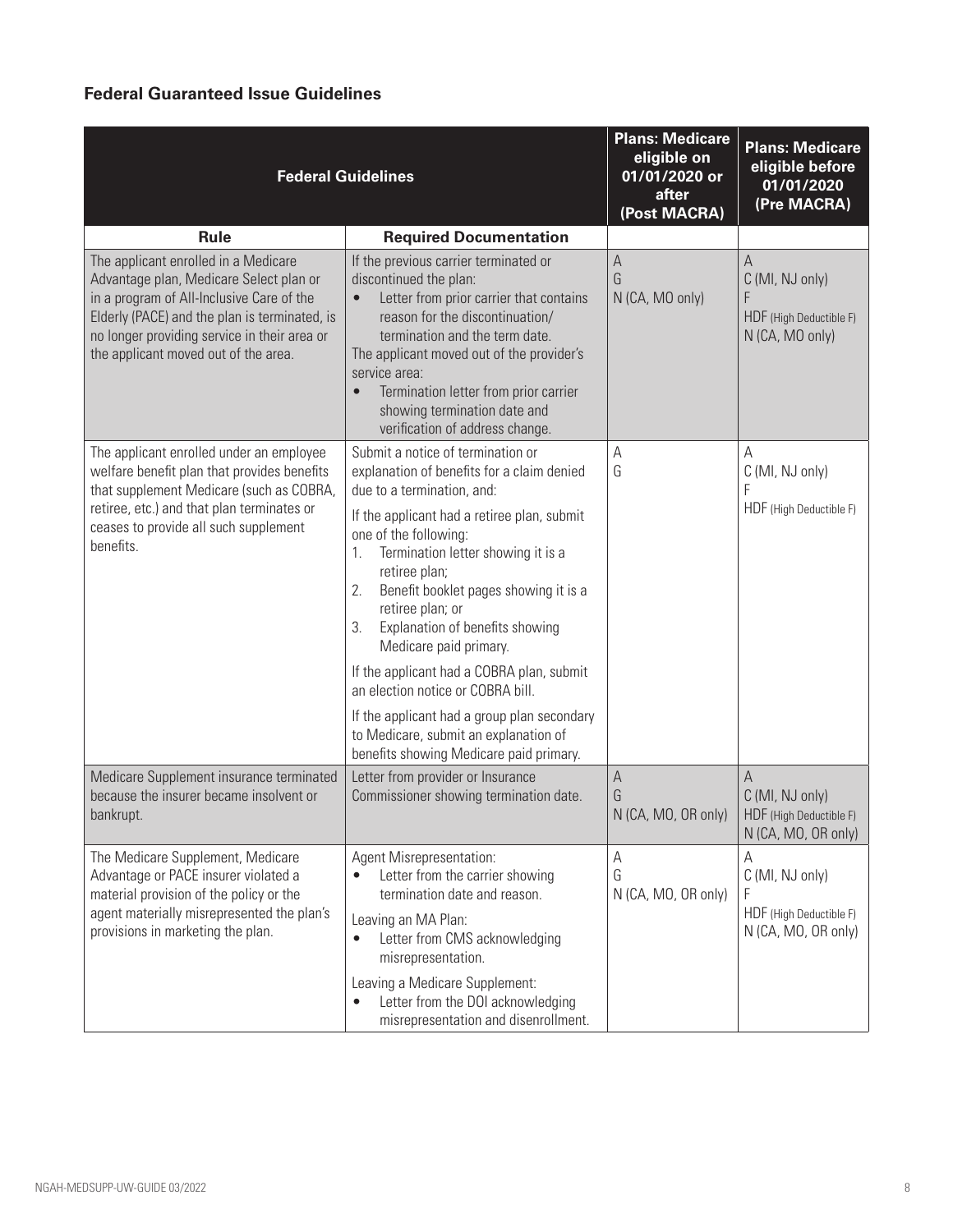## Federal Guaranteed Issue Guidelines

| Federal Guidelines | | Plans: Medicare eligible on 01/01/2020 or after (Post MACRA) | Plans: Medicare eligible before 01/01/2020 (Pre MACRA) |
|---|---|---|---|
| **Rule** | **Required Documentation** | | |
| The applicant enrolled in a Medicare Advantage plan, Medicare Select plan or in a program of All-Inclusive Care of the Elderly (PACE) and the plan is terminated, is no longer providing service in their area or the applicant moved out of the area. | If the previous carrier terminated or discontinued the plan:<br>• Letter from prior carrier that contains reason for the discontinuation/ termination and the term date.<br>The applicant moved out of the provider's service area:<br>• Termination letter from prior carrier showing termination date and verification of address change. | A<br>G<br>N (CA, MO only) | A<br>C (MI, NJ only)<br>F<br>HDF (High Deductible F)<br>N (CA, MO only) |
| The applicant enrolled under an employee welfare benefit plan that provides benefits that supplement Medicare (such as COBRA, retiree, etc.) and that plan terminates or ceases to provide all such supplement benefits. | Submit a notice of termination or explanation of benefits for a claim denied due to a termination, and:<br>If the applicant had a retiree plan, submit one of the following:<br>1. Termination letter showing it is a retiree plan;<br>2. Benefit booklet pages showing it is a retiree plan; or<br>3. Explanation of benefits showing Medicare paid primary.<br>If the applicant had a COBRA plan, submit an election notice or COBRA bill.<br>If the applicant had a group plan secondary to Medicare, submit an explanation of benefits showing Medicare paid primary. | A<br>G | A<br>C (MI, NJ only)<br>F<br>HDF (High Deductible F) |
| Medicare Supplement insurance terminated because the insurer became insolvent or bankrupt. | Letter from provider or Insurance Commissioner showing termination date. | A<br>G<br>N (CA, MO, OR only) | A<br>C (MI, NJ only)<br>HDF (High Deductible F)<br>N (CA, MO, OR only) |
| The Medicare Supplement, Medicare Advantage or PACE insurer violated a material provision of the policy or the agent materially misrepresented the plan's provisions in marketing the plan. | Agent Misrepresentation:<br>• Letter from the carrier showing termination date and reason.<br>Leaving an MA Plan:<br>• Letter from CMS acknowledging misrepresentation.<br>Leaving a Medicare Supplement:<br>• Letter from the DOI acknowledging misrepresentation and disenrollment. | A<br>G<br>N (CA, MO, OR only) | A<br>C (MI, NJ only)<br>F<br>HDF (High Deductible F)<br>N (CA, MO, OR only) |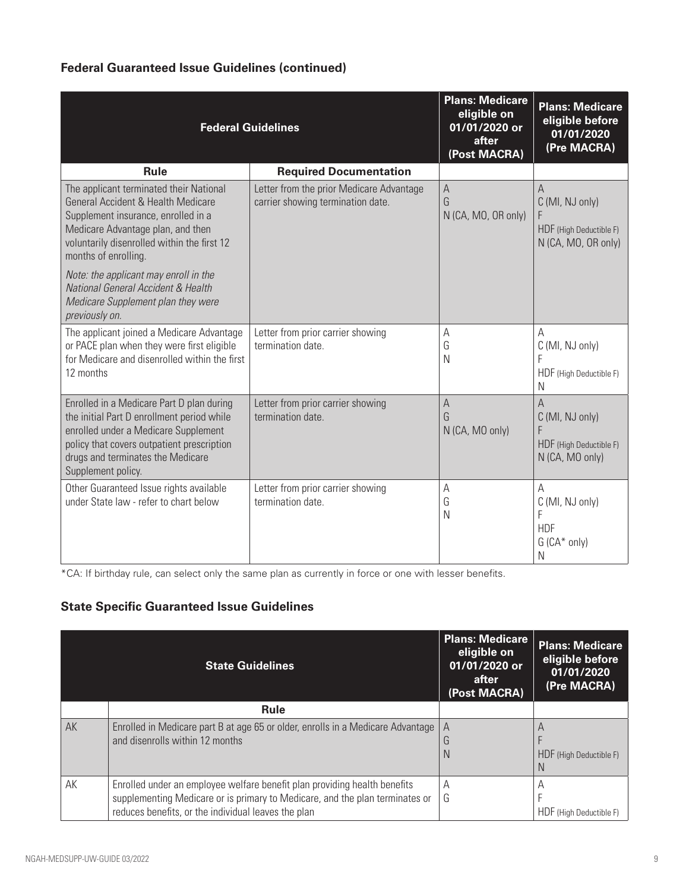### Federal Guaranteed Issue Guidelines (continued)

| Federal Guidelines | | Plans: Medicare eligible on 01/01/2020 or after (Post MACRA) | Plans: Medicare eligible before 01/01/2020 (Pre MACRA) |
|---|---|---|---|
| **Rule** | **Required Documentation** | | |
| The applicant terminated their National General Accident & Health Medicare Supplement insurance, enrolled in a Medicare Advantage plan, and then voluntarily disenrolled within the first 12 months of enrolling.<br><br>*Note: the applicant may enroll in the National General Accident & Health Medicare Supplement plan they were previously on.* | Letter from the prior Medicare Advantage carrier showing termination date. | A<br>G<br>N (CA, MO, OR only) | A<br>C (MI, NJ only)<br>F<br>HDF (High Deductible F)<br>N (CA, MO, OR only) |
| The applicant joined a Medicare Advantage or PACE plan when they were first eligible for Medicare and disenrolled within the first 12 months | Letter from prior carrier showing termination date. | A<br>G<br>N | A<br>C (MI, NJ only)<br>F<br>HDF (High Deductible F)<br>N |
| Enrolled in a Medicare Part D plan during the initial Part D enrollment period while enrolled under a Medicare Supplement policy that covers outpatient prescription drugs and terminates the Medicare Supplement policy. | Letter from prior carrier showing termination date. | A<br>G<br>N (CA, MO only) | A<br>C (MI, NJ only)<br>F<br>HDF (High Deductible F)<br>N (CA, MO only) |
| Other Guaranteed Issue rights available under State law - refer to chart below | Letter from prior carrier showing termination date. | A<br>G<br>N | A<br>C (MI, NJ only)<br>F<br>HDF<br>G (CA* only)<br>N |

*CA: If birthday rule, can select only the same plan as currently in force or one with lesser benefits.

### State Specific Guaranteed Issue Guidelines

| State Guidelines | | Plans: Medicare eligible on 01/01/2020 or after (Post MACRA) | Plans: Medicare eligible before 01/01/2020 (Pre MACRA) |
|---|---|---|---|
| | **Rule** | | |
| AK | Enrolled in Medicare part B at age 65 or older, enrolls in a Medicare Advantage and disenrolls within 12 months | A<br>G<br>N | A<br>F<br>HDF (High Deductible F)<br>N |
| AK | Enrolled under an employee welfare benefit plan providing health benefits supplementing Medicare or is primary to Medicare, and the plan terminates or reduces benefits, or the individual leaves the plan | A<br>G | A<br>F<br>HDF (High Deductible F) |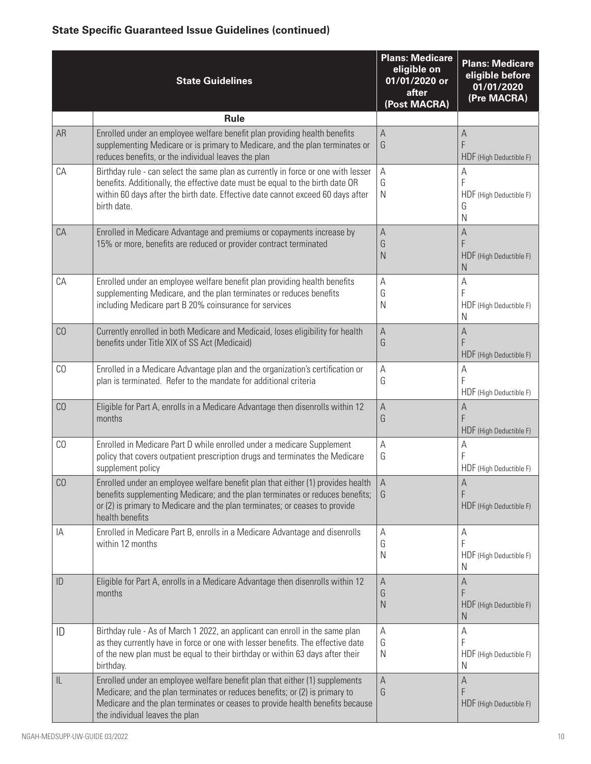## State Specific Guaranteed Issue Guidelines (continued)

| State Guidelines | | Plans: Medicare eligible on 01/01/2020 or after (Post MACRA) | Plans: Medicare eligible before 01/01/2020 (Pre MACRA) |
|---|---|---|---|
| | **Rule** | | |
| AR | Enrolled under an employee welfare benefit plan providing health benefits supplementing Medicare or is primary to Medicare, and the plan terminates or reduces benefits, or the individual leaves the plan | A<br>G | A<br>F<br>HDF (High Deductible F) |
| CA | Birthday rule - can select the same plan as currently in force or one with lesser benefits. Additionally, the effective date must be equal to the birth date OR within 60 days after the birth date. Effective date cannot exceed 60 days after birth date. | A<br>G<br>N | A<br>F<br>HDF (High Deductible F)<br>G<br>N |
| CA | Enrolled in Medicare Advantage and premiums or copayments increase by 15% or more, benefits are reduced or provider contract terminated | A<br>G<br>N | A<br>F<br>HDF (High Deductible F)<br>N |
| CA | Enrolled under an employee welfare benefit plan providing health benefits supplementing Medicare, and the plan terminates or reduces benefits including Medicare part B 20% coinsurance for services | A<br>G<br>N | A<br>F<br>HDF (High Deductible F)<br>N |
| CO | Currently enrolled in both Medicare and Medicaid, loses eligibility for health benefits under Title XIX of SS Act (Medicaid) | A<br>G | A<br>F<br>HDF (High Deductible F) |
| CO | Enrolled in a Medicare Advantage plan and the organization's certification or plan is terminated. Refer to the mandate for additional criteria | A<br>G | A<br>F<br>HDF (High Deductible F) |
| CO | Eligible for Part A, enrolls in a Medicare Advantage then disenrolls within 12 months | A<br>G | A<br>F<br>HDF (High Deductible F) |
| CO | Enrolled in Medicare Part D while enrolled under a medicare Supplement policy that covers outpatient prescription drugs and terminates the Medicare supplement policy | A<br>G | A<br>F<br>HDF (High Deductible F) |
| CO | Enrolled under an employee welfare benefit plan that either (1) provides health benefits supplementing Medicare; and the plan terminates or reduces benefits; or (2) is primary to Medicare and the plan terminates; or ceases to provide health benefits | A<br>G | A<br>F<br>HDF (High Deductible F) |
| IA | Enrolled in Medicare Part B, enrolls in a Medicare Advantage and disenrolls within 12 months | A<br>G<br>N | A<br>F<br>HDF (High Deductible F)<br>N |
| ID | Eligible for Part A, enrolls in a Medicare Advantage then disenrolls within 12 months | A<br>G<br>N | A<br>F<br>HDF (High Deductible F)<br>N |
| ID | Birthday rule - As of March 1 2022, an applicant can enroll in the same plan as they currently have in force or one with lesser benefits. The effective date of the new plan must be equal to their birthday or within 63 days after their birthday. | A<br>G<br>N | A<br>F<br>HDF (High Deductible F)<br>N |
| IL | Enrolled under an employee welfare benefit plan that either (1) supplements Medicare; and the plan terminates or reduces benefits; or (2) is primary to Medicare and the plan terminates or ceases to provide health benefits because the individual leaves the plan | A<br>G | A<br>F<br>HDF (High Deductible F) |

NGAH-MEDSUPP-UW-GUIDE 03/2022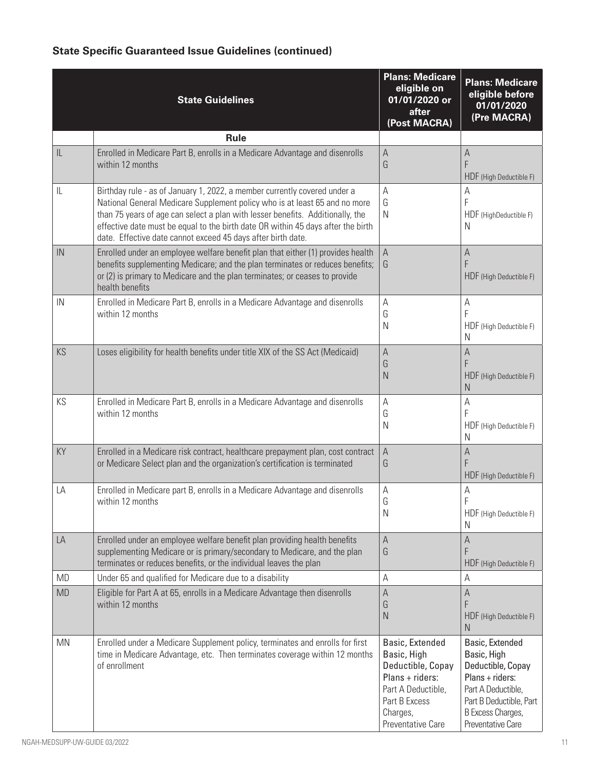## State Specific Guaranteed Issue Guidelines (continued)

| | State Guidelines | Plans: Medicare eligible on 01/01/2020 or after (Post MACRA) | Plans: Medicare eligible before 01/01/2020 (Pre MACRA) |
|---|---|---|---|
| | **Rule** | | |
| IL | Enrolled in Medicare Part B, enrolls in a Medicare Advantage and disenrolls within 12 months | A<br>G | A<br>F<br>HDF (High Deductible F) |
| IL | Birthday rule - as of January 1, 2022, a member currently covered under a National General Medicare Supplement policy who is at least 65 and no more than 75 years of age can select a plan with lesser benefits. Additionally, the effective date must be equal to the birth date OR within 45 days after the birth date. Effective date cannot exceed 45 days after birth date. | A<br>G<br>N | A<br>F<br>HDF (HighDeductible F)<br>N |
| IN | Enrolled under an employee welfare benefit plan that either (1) provides health benefits supplementing Medicare; and the plan terminates or reduces benefits; or (2) is primary to Medicare and the plan terminates; or ceases to provide health benefits | A<br>G | A<br>F<br>HDF (High Deductible F) |
| IN | Enrolled in Medicare Part B, enrolls in a Medicare Advantage and disenrolls within 12 months | A<br>G<br>N | A<br>F<br>HDF (High Deductible F)<br>N |
| KS | Loses eligibility for health benefits under title XIX of the SS Act (Medicaid) | A<br>G<br>N | A<br>F<br>HDF (High Deductible F)<br>N |
| KS | Enrolled in Medicare Part B, enrolls in a Medicare Advantage and disenrolls within 12 months | A<br>G<br>N | A<br>F<br>HDF (High Deductible F)<br>N |
| KY | Enrolled in a Medicare risk contract, healthcare prepayment plan, cost contract or Medicare Select plan and the organization's certification is terminated | A<br>G | A<br>F<br>HDF (High Deductible F) |
| LA | Enrolled in Medicare part B, enrolls in a Medicare Advantage and disenrolls within 12 months | A<br>G<br>N | A<br>F<br>HDF (High Deductible F)<br>N |
| LA | Enrolled under an employee welfare benefit plan providing health benefits supplementing Medicare or is primary/secondary to Medicare, and the plan terminates or reduces benefits, or the individual leaves the plan | A<br>G | A<br>F<br>HDF (High Deductible F) |
| MD | Under 65 and qualified for Medicare due to a disability | A | A |
| MD | Eligible for Part A at 65, enrolls in a Medicare Advantage then disenrolls within 12 months | A<br>G<br>N | A<br>F<br>HDF (High Deductible F)<br>N |
| MN | Enrolled under a Medicare Supplement policy, terminates and enrolls for first time in Medicare Advantage, etc. Then terminates coverage within 12 months of enrollment | Basic, Extended Basic, High Deductible, Copay Plans + riders: Part A Deductible, Part B Excess Charges, Preventative Care | Basic, Extended Basic, High Deductible, Copay Plans + riders: Part A Deductible, Part B Deductible, Part B Excess Charges, Preventative Care |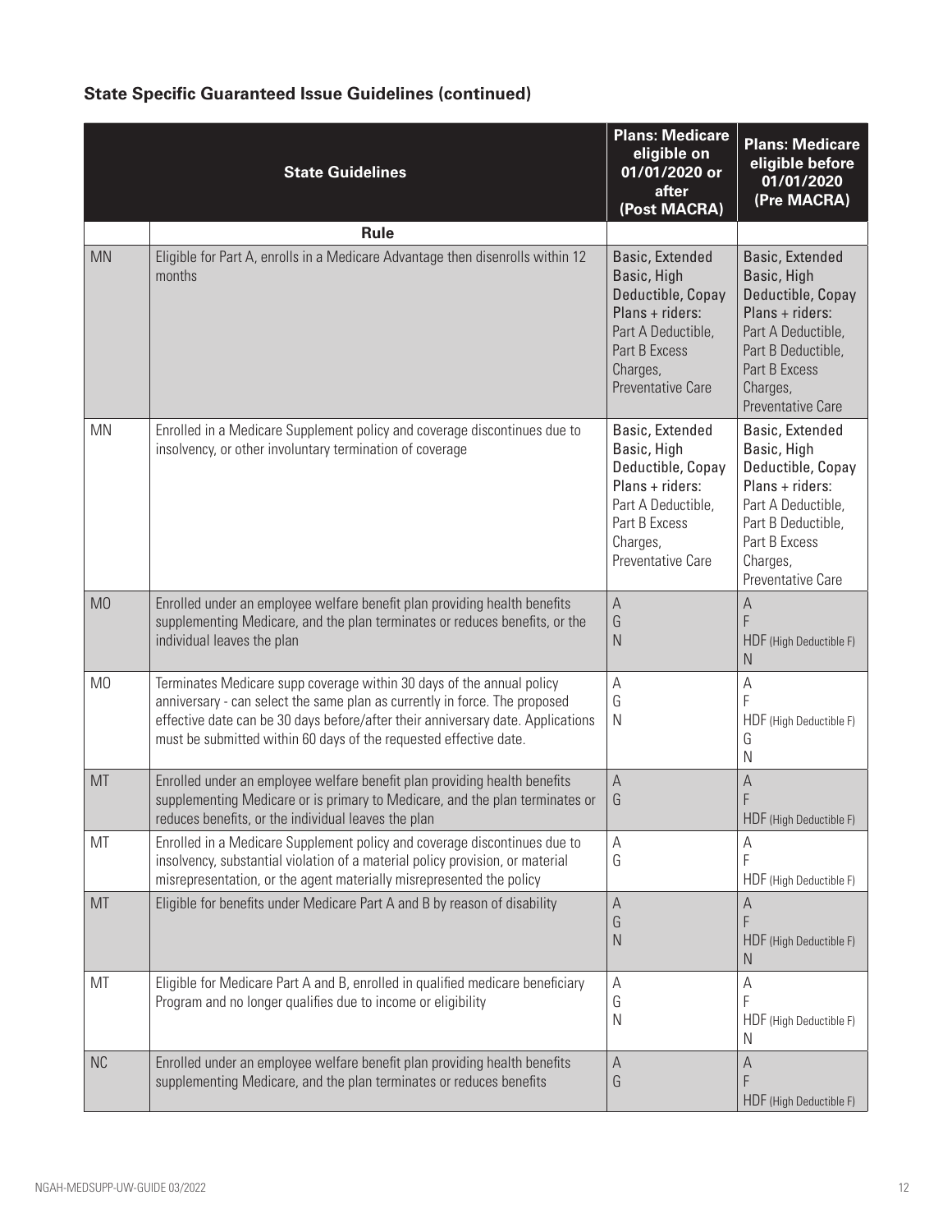### State Specific Guaranteed Issue Guidelines (continued)

| State Guidelines | | Plans: Medicare eligible on 01/01/2020 or after (Post MACRA) | Plans: Medicare eligible before 01/01/2020 (Pre MACRA) |
|---|---|---|---|
| | **Rule** | | |
| MN | Eligible for Part A, enrolls in a Medicare Advantage then disenrolls within 12 months | Basic, Extended Basic, High Deductible, Copay Plans + riders: Part A Deductible, Part B Excess Charges, Preventative Care | Basic, Extended Basic, High Deductible, Copay Plans + riders: Part A Deductible, Part B Deductible, Part B Excess Charges, Preventative Care |
| MN | Enrolled in a Medicare Supplement policy and coverage discontinues due to insolvency, or other involuntary termination of coverage | Basic, Extended Basic, High Deductible, Copay Plans + riders: Part A Deductible, Part B Excess Charges, Preventative Care | Basic, Extended Basic, High Deductible, Copay Plans + riders: Part A Deductible, Part B Deductible, Part B Excess Charges, Preventative Care |
| MO | Enrolled under an employee welfare benefit plan providing health benefits supplementing Medicare, and the plan terminates or reduces benefits, or the individual leaves the plan | A<br>G<br>N | A<br>F<br>HDF (High Deductible F)<br>N |
| MO | Terminates Medicare supp coverage within 30 days of the annual policy anniversary - can select the same plan as currently in force. The proposed effective date can be 30 days before/after their anniversary date. Applications must be submitted within 60 days of the requested effective date. | A<br>G<br>N | A<br>F<br>HDF (High Deductible F)<br>G<br>N |
| MT | Enrolled under an employee welfare benefit plan providing health benefits supplementing Medicare or is primary to Medicare, and the plan terminates or reduces benefits, or the individual leaves the plan | A<br>G | A<br>F<br>HDF (High Deductible F) |
| MT | Enrolled in a Medicare Supplement policy and coverage discontinues due to insolvency, substantial violation of a material policy provision, or material misrepresentation, or the agent materially misrepresented the policy | A<br>G | A<br>F<br>HDF (High Deductible F) |
| MT | Eligible for benefits under Medicare Part A and B by reason of disability | A<br>G<br>N | A<br>F<br>HDF (High Deductible F)<br>N |
| MT | Eligible for Medicare Part A and B, enrolled in qualified medicare beneficiary Program and no longer qualifies due to income or eligibility | A<br>G<br>N | A<br>F<br>HDF (High Deductible F)<br>N |
| NC | Enrolled under an employee welfare benefit plan providing health benefits supplementing Medicare, and the plan terminates or reduces benefits | A<br>G | A<br>F<br>HDF (High Deductible F) |

NGAH-MEDSUPP-UW-GUIDE 03/2022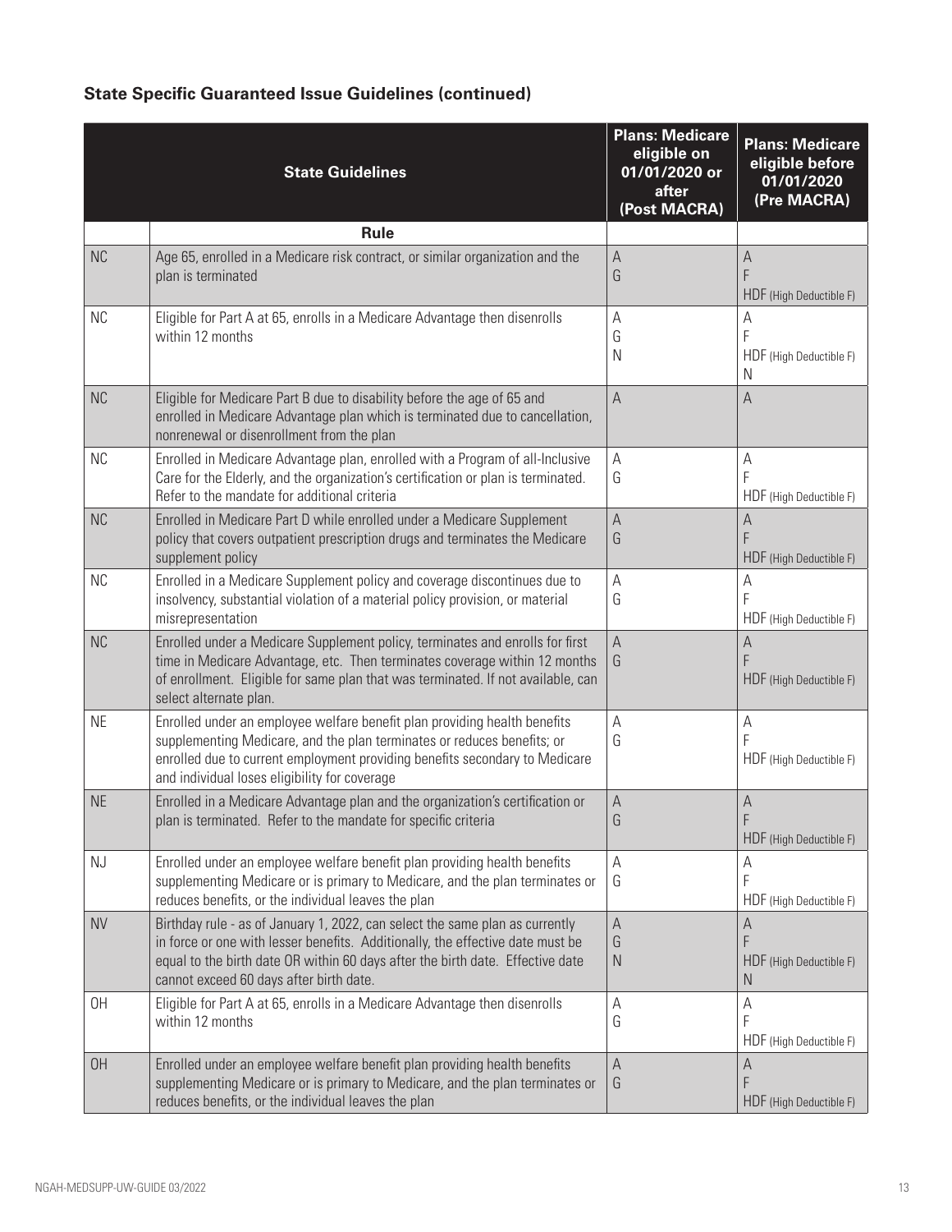## State Specific Guaranteed Issue Guidelines (continued)

| State Guidelines | | Plans: Medicare eligible on 01/01/2020 or after (Post MACRA) | Plans: Medicare eligible before 01/01/2020 (Pre MACRA) |
|---|---|---|---|
| | **Rule** | | |
| NC | Age 65, enrolled in a Medicare risk contract, or similar organization and the plan is terminated | A<br>G | A<br>F<br>HDF (High Deductible F) |
| NC | Eligible for Part A at 65, enrolls in a Medicare Advantage then disenrolls within 12 months | A<br>G<br>N | A<br>F<br>HDF (High Deductible F)<br>N |
| NC | Eligible for Medicare Part B due to disability before the age of 65 and enrolled in Medicare Advantage plan which is terminated due to cancellation, nonrenewal or disenrollment from the plan | A | A |
| NC | Enrolled in Medicare Advantage plan, enrolled with a Program of all-Inclusive Care for the Elderly, and the organization's certification or plan is terminated. Refer to the mandate for additional criteria | A<br>G | A<br>F<br>HDF (High Deductible F) |
| NC | Enrolled in Medicare Part D while enrolled under a Medicare Supplement policy that covers outpatient prescription drugs and terminates the Medicare supplement policy | A<br>G | A<br>F<br>HDF (High Deductible F) |
| NC | Enrolled in a Medicare Supplement policy and coverage discontinues due to insolvency, substantial violation of a material policy provision, or material misrepresentation | A<br>G | A<br>F<br>HDF (High Deductible F) |
| NC | Enrolled under a Medicare Supplement policy, terminates and enrolls for first time in Medicare Advantage, etc. Then terminates coverage within 12 months of enrollment. Eligible for same plan that was terminated. If not available, can select alternate plan. | A<br>G | A<br>F<br>HDF (High Deductible F) |
| NE | Enrolled under an employee welfare benefit plan providing health benefits supplementing Medicare, and the plan terminates or reduces benefits; or enrolled due to current employment providing benefits secondary to Medicare and individual loses eligibility for coverage | A<br>G | A<br>F<br>HDF (High Deductible F) |
| NE | Enrolled in a Medicare Advantage plan and the organization's certification or plan is terminated. Refer to the mandate for specific criteria | A<br>G | A<br>F<br>HDF (High Deductible F) |
| NJ | Enrolled under an employee welfare benefit plan providing health benefits supplementing Medicare or is primary to Medicare, and the plan terminates or reduces benefits, or the individual leaves the plan | A<br>G | A<br>F<br>HDF (High Deductible F) |
| NV | Birthday rule - as of January 1, 2022, can select the same plan as currently in force or one with lesser benefits. Additionally, the effective date must be equal to the birth date OR within 60 days after the birth date. Effective date cannot exceed 60 days after birth date. | A<br>G<br>N | A<br>F<br>HDF (High Deductible F)<br>N |
| OH | Eligible for Part A at 65, enrolls in a Medicare Advantage then disenrolls within 12 months | A<br>G | A<br>F<br>HDF (High Deductible F) |
| OH | Enrolled under an employee welfare benefit plan providing health benefits supplementing Medicare or is primary to Medicare, and the plan terminates or reduces benefits, or the individual leaves the plan | A<br>G | A<br>F<br>HDF (High Deductible F) |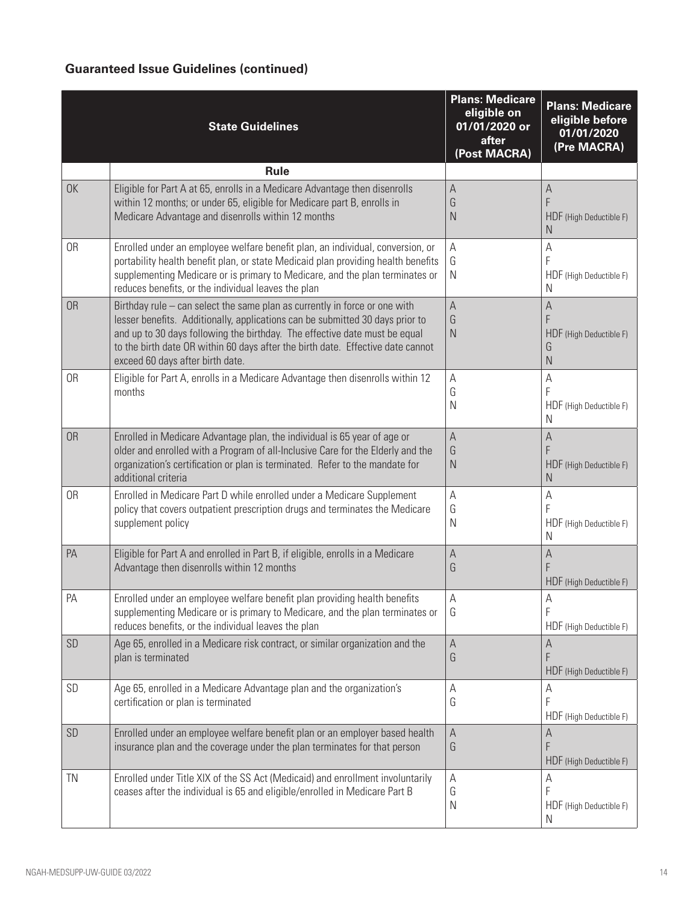**Guaranteed Issue Guidelines (continued)**

| State Guidelines | | Plans: Medicare eligible on 01/01/2020 or after (Post MACRA) | Plans: Medicare eligible before 01/01/2020 (Pre MACRA) |
|---|---|---|---|
| | **Rule** | | |
| OK | Eligible for Part A at 65, enrolls in a Medicare Advantage then disenrolls within 12 months; or under 65, eligible for Medicare part B, enrolls in Medicare Advantage and disenrolls within 12 months | A<br>G<br>N | A<br>F<br>HDF (High Deductible F)<br>N |
| OR | Enrolled under an employee welfare benefit plan, an individual, conversion, or portability health benefit plan, or state Medicaid plan providing health benefits supplementing Medicare or is primary to Medicare, and the plan terminates or reduces benefits, or the individual leaves the plan | A<br>G<br>N | A<br>F<br>HDF (High Deductible F)<br>N |
| OR | Birthday rule – can select the same plan as currently in force or one with lesser benefits. Additionally, applications can be submitted 30 days prior to and up to 30 days following the birthday. The effective date must be equal to the birth date OR within 60 days after the birth date. Effective date cannot exceed 60 days after birth date. | A<br>G<br>N | A<br>F<br>HDF (High Deductible F)<br>G<br>N |
| OR | Eligible for Part A, enrolls in a Medicare Advantage then disenrolls within 12 months | A<br>G<br>N | A<br>F<br>HDF (High Deductible F)<br>N |
| OR | Enrolled in Medicare Advantage plan, the individual is 65 year of age or older and enrolled with a Program of all-Inclusive Care for the Elderly and the organization's certification or plan is terminated. Refer to the mandate for additional criteria | A<br>G<br>N | A<br>F<br>HDF (High Deductible F)<br>N |
| OR | Enrolled in Medicare Part D while enrolled under a Medicare Supplement policy that covers outpatient prescription drugs and terminates the Medicare supplement policy | A<br>G<br>N | A<br>F<br>HDF (High Deductible F)<br>N |
| PA | Eligible for Part A and enrolled in Part B, if eligible, enrolls in a Medicare Advantage then disenrolls within 12 months | A<br>G | A<br>F<br>HDF (High Deductible F) |
| PA | Enrolled under an employee welfare benefit plan providing health benefits supplementing Medicare or is primary to Medicare, and the plan terminates or reduces benefits, or the individual leaves the plan | A<br>G | A<br>F<br>HDF (High Deductible F) |
| SD | Age 65, enrolled in a Medicare risk contract, or similar organization and the plan is terminated | A<br>G | A<br>F<br>HDF (High Deductible F) |
| SD | Age 65, enrolled in a Medicare Advantage plan and the organization's certification or plan is terminated | A<br>G | A<br>F<br>HDF (High Deductible F) |
| SD | Enrolled under an employee welfare benefit plan or an employer based health insurance plan and the coverage under the plan terminates for that person | A<br>G | A<br>F<br>HDF (High Deductible F) |
| TN | Enrolled under Title XIX of the SS Act (Medicaid) and enrollment involuntarily ceases after the individual is 65 and eligible/enrolled in Medicare Part B | A<br>G<br>N | A<br>F<br>HDF (High Deductible F)<br>N |

NGAH-MEDSUPP-UW-GUIDE 03/2022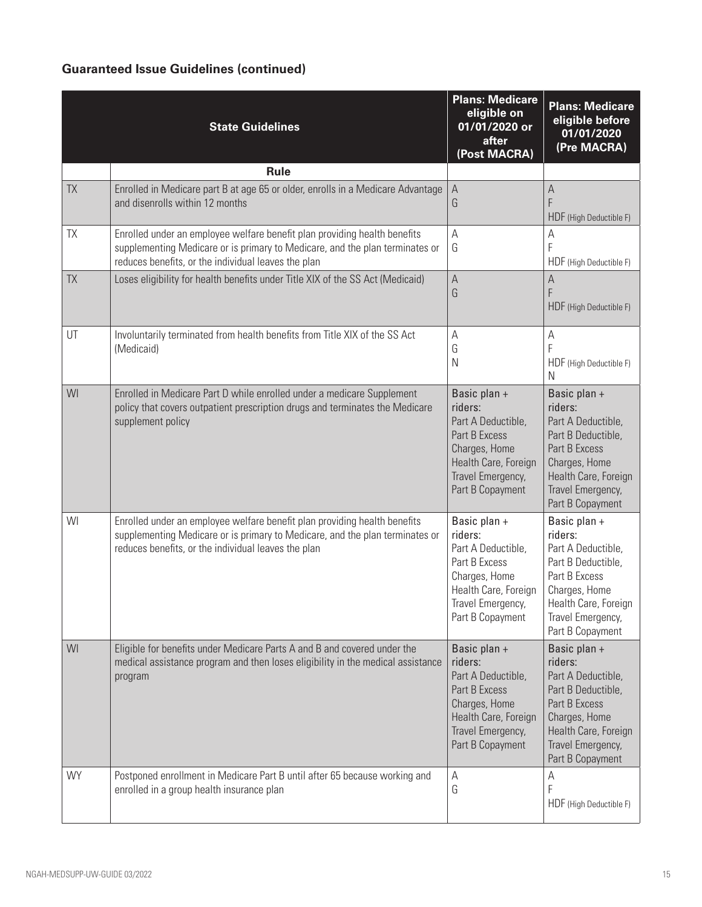## Guaranteed Issue Guidelines (continued)

| State Guidelines | | Plans: Medicare eligible on 01/01/2020 or after (Post MACRA) | Plans: Medicare eligible before 01/01/2020 (Pre MACRA) |
|---|---|---|---|
| | **Rule** | | |
| TX | Enrolled in Medicare part B at age 65 or older, enrolls in a Medicare Advantage and disenrolls within 12 months | A<br>G | A<br>F<br>HDF (High Deductible F) |
| TX | Enrolled under an employee welfare benefit plan providing health benefits supplementing Medicare or is primary to Medicare, and the plan terminates or reduces benefits, or the individual leaves the plan | A<br>G | A<br>F<br>HDF (High Deductible F) |
| TX | Loses eligibility for health benefits under Title XIX of the SS Act (Medicaid) | A<br>G | A<br>F<br>HDF (High Deductible F) |
| UT | Involuntarily terminated from health benefits from Title XIX of the SS Act (Medicaid) | A<br>G<br>N | A<br>F<br>HDF (High Deductible F)<br>N |
| WI | Enrolled in Medicare Part D while enrolled under a medicare Supplement policy that covers outpatient prescription drugs and terminates the Medicare supplement policy | Basic plan + riders: Part A Deductible, Part B Excess Charges, Home Health Care, Foreign Travel Emergency, Part B Copayment | Basic plan + riders: Part A Deductible, Part B Deductible, Part B Excess Charges, Home Health Care, Foreign Travel Emergency, Part B Copayment |
| WI | Enrolled under an employee welfare benefit plan providing health benefits supplementing Medicare or is primary to Medicare, and the plan terminates or reduces benefits, or the individual leaves the plan | Basic plan + riders: Part A Deductible, Part B Excess Charges, Home Health Care, Foreign Travel Emergency, Part B Copayment | Basic plan + riders: Part A Deductible, Part B Deductible, Part B Excess Charges, Home Health Care, Foreign Travel Emergency, Part B Copayment |
| WI | Eligible for benefits under Medicare Parts A and B and covered under the medical assistance program and then loses eligibility in the medical assistance program | Basic plan + riders: Part A Deductible, Part B Excess Charges, Home Health Care, Foreign Travel Emergency, Part B Copayment | Basic plan + riders: Part A Deductible, Part B Deductible, Part B Excess Charges, Home Health Care, Foreign Travel Emergency, Part B Copayment |
| WY | Postponed enrollment in Medicare Part B until after 65 because working and enrolled in a group health insurance plan | A<br>G | A<br>F<br>HDF (High Deductible F) |

NGAH-MEDSUPP-UW-GUIDE 03/2022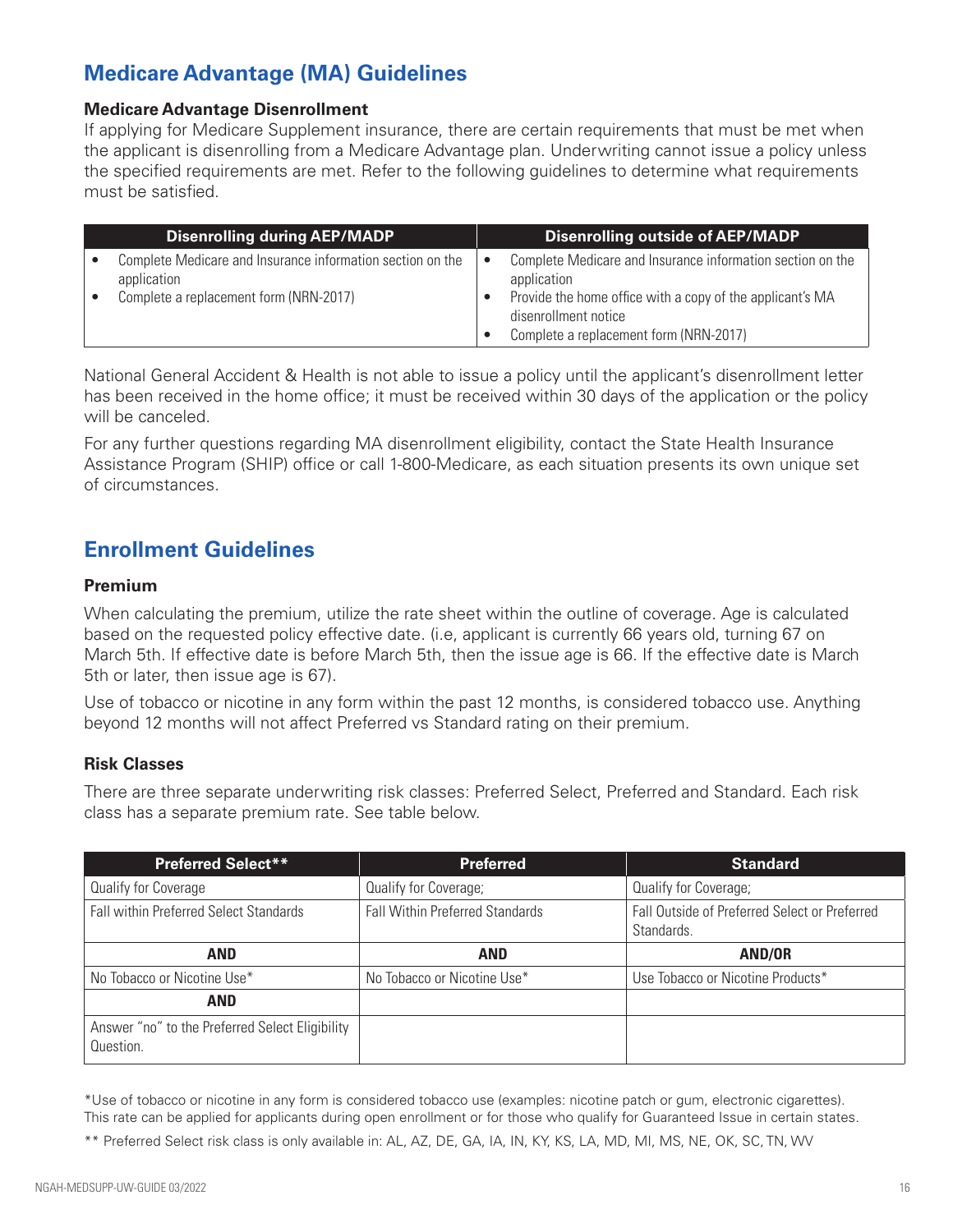## Medicare Advantage (MA) Guidelines

### Medicare Advantage Disenrollment

If applying for Medicare Supplement insurance, there are certain requirements that must be met when the applicant is disenrolling from a Medicare Advantage plan. Underwriting cannot issue a policy unless the specified requirements are met. Refer to the following guidelines to determine what requirements must be satisfied.

| Disenrolling during AEP/MADP | Disenrolling outside of AEP/MADP |
|---|---|
| • Complete Medicare and Insurance information section on the application<br>• Complete a replacement form (NRN-2017) | • Complete Medicare and Insurance information section on the application<br>• Provide the home office with a copy of the applicant's MA disenrollment notice<br>• Complete a replacement form (NRN-2017) |

National General Accident & Health is not able to issue a policy until the applicant's disenrollment letter has been received in the home office; it must be received within 30 days of the application or the policy will be canceled.

For any further questions regarding MA disenrollment eligibility, contact the State Health Insurance Assistance Program (SHIP) office or call 1-800-Medicare, as each situation presents its own unique set of circumstances.

## Enrollment Guidelines

### Premium

When calculating the premium, utilize the rate sheet within the outline of coverage. Age is calculated based on the requested policy effective date. (i.e, applicant is currently 66 years old, turning 67 on March 5th. If effective date is before March 5th, then the issue age is 66. If the effective date is March 5th or later, then issue age is 67).

Use of tobacco or nicotine in any form within the past 12 months, is considered tobacco use. Anything beyond 12 months will not affect Preferred vs Standard rating on their premium.

### Risk Classes

There are three separate underwriting risk classes: Preferred Select, Preferred and Standard. Each risk class has a separate premium rate. See table below.

| Preferred Select** | Preferred | Standard |
|---|---|---|
| Qualify for Coverage | Qualify for Coverage; | Qualify for Coverage; |
| Fall within Preferred Select Standards | Fall Within Preferred Standards | Fall Outside of Preferred Select or Preferred Standards. |
| **AND** | **AND** | **AND/OR** |
| No Tobacco or Nicotine Use* | No Tobacco or Nicotine Use* | Use Tobacco or Nicotine Products* |
| **AND** | | |
| Answer "no" to the Preferred Select Eligibility Question. | | |

*Use of tobacco or nicotine in any form is considered tobacco use (examples: nicotine patch or gum, electronic cigarettes). This rate can be applied for applicants during open enrollment or for those who qualify for Guaranteed Issue in certain states.

** Preferred Select risk class is only available in: AL, AZ, DE, GA, IA, IN, KY, KS, LA, MD, MI, MS, NE, OK, SC, TN, WV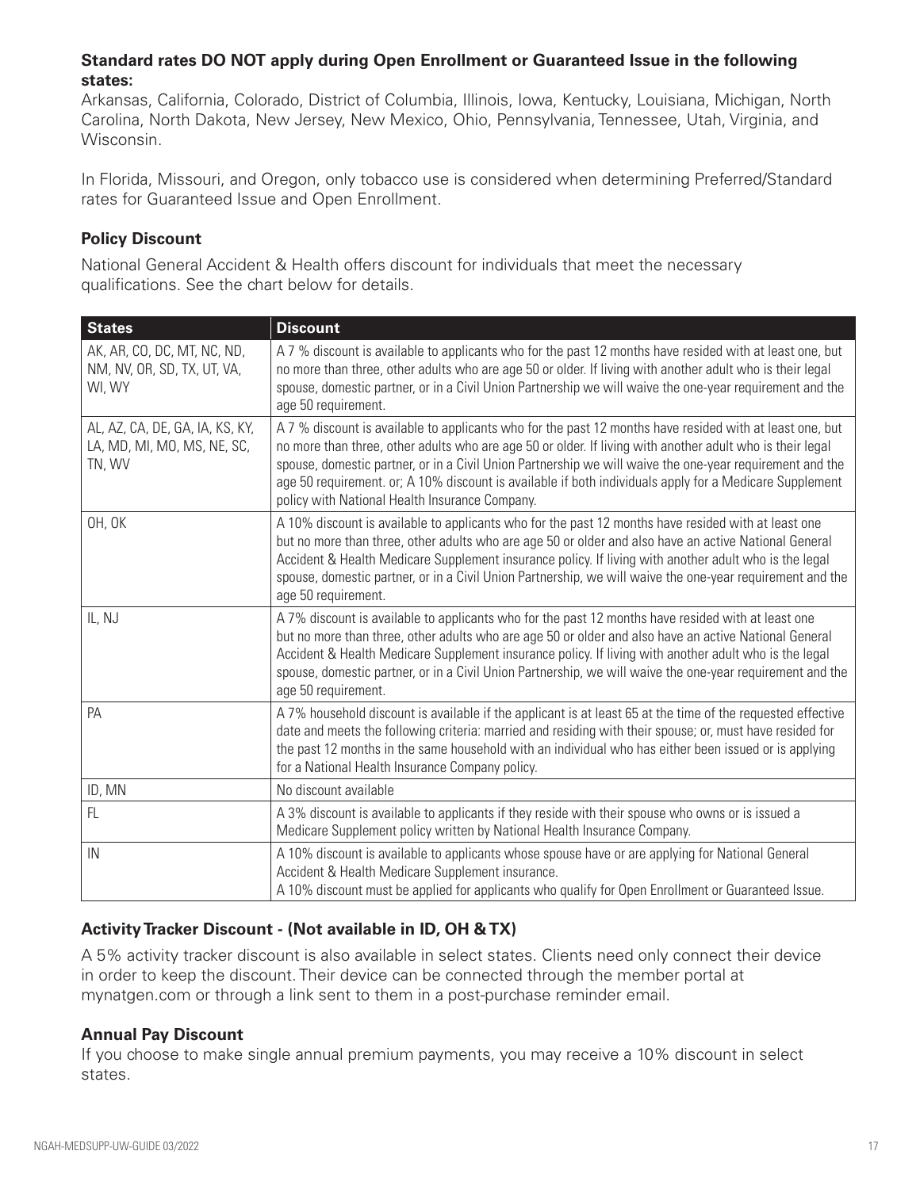**Standard rates DO NOT apply during Open Enrollment or Guaranteed Issue in the following states:**

Arkansas, California, Colorado, District of Columbia, Illinois, Iowa, Kentucky, Louisiana, Michigan, North Carolina, North Dakota, New Jersey, New Mexico, Ohio, Pennsylvania, Tennessee, Utah, Virginia, and Wisconsin.

In Florida, Missouri, and Oregon, only tobacco use is considered when determining Preferred/Standard rates for Guaranteed Issue and Open Enrollment.

### Policy Discount

National General Accident & Health offers discount for individuals that meet the necessary qualifications. See the chart below for details.

| States | Discount |
|---|---|
| AK, AR, CO, DC, MT, NC, ND, NM, NV, OR, SD, TX, UT, VA, WI, WY | A 7 % discount is available to applicants who for the past 12 months have resided with at least one, but no more than three, other adults who are age 50 or older. If living with another adult who is their legal spouse, domestic partner, or in a Civil Union Partnership we will waive the one-year requirement and the age 50 requirement. |
| AL, AZ, CA, DE, GA, IA, KS, KY, LA, MD, MI, MO, MS, NE, SC, TN, WV | A 7 % discount is available to applicants who for the past 12 months have resided with at least one, but no more than three, other adults who are age 50 or older. If living with another adult who is their legal spouse, domestic partner, or in a Civil Union Partnership we will waive the one-year requirement and the age 50 requirement. or; A 10% discount is available if both individuals apply for a Medicare Supplement policy with National Health Insurance Company. |
| OH, OK | A 10% discount is available to applicants who for the past 12 months have resided with at least one but no more than three, other adults who are age 50 or older and also have an active National General Accident & Health Medicare Supplement insurance policy. If living with another adult who is the legal spouse, domestic partner, or in a Civil Union Partnership, we will waive the one-year requirement and the age 50 requirement. |
| IL, NJ | A 7% discount is available to applicants who for the past 12 months have resided with at least one but no more than three, other adults who are age 50 or older and also have an active National General Accident & Health Medicare Supplement insurance policy. If living with another adult who is the legal spouse, domestic partner, or in a Civil Union Partnership, we will waive the one-year requirement and the age 50 requirement. |
| PA | A 7% household discount is available if the applicant is at least 65 at the time of the requested effective date and meets the following criteria: married and residing with their spouse; or, must have resided for the past 12 months in the same household with an individual who has either been issued or is applying for a National Health Insurance Company policy. |
| ID, MN | No discount available |
| FL | A 3% discount is available to applicants if they reside with their spouse who owns or is issued a Medicare Supplement policy written by National Health Insurance Company. |
| IN | A 10% discount is available to applicants whose spouse have or are applying for National General Accident & Health Medicare Supplement insurance.<br>A 10% discount must be applied for applicants who qualify for Open Enrollment or Guaranteed Issue. |

### Activity Tracker Discount - (Not available in ID, OH & TX)

A 5% activity tracker discount is also available in select states. Clients need only connect their device in order to keep the discount. Their device can be connected through the member portal at mynatgen.com or through a link sent to them in a post-purchase reminder email.

### Annual Pay Discount

If you choose to make single annual premium payments, you may receive a 10% discount in select states.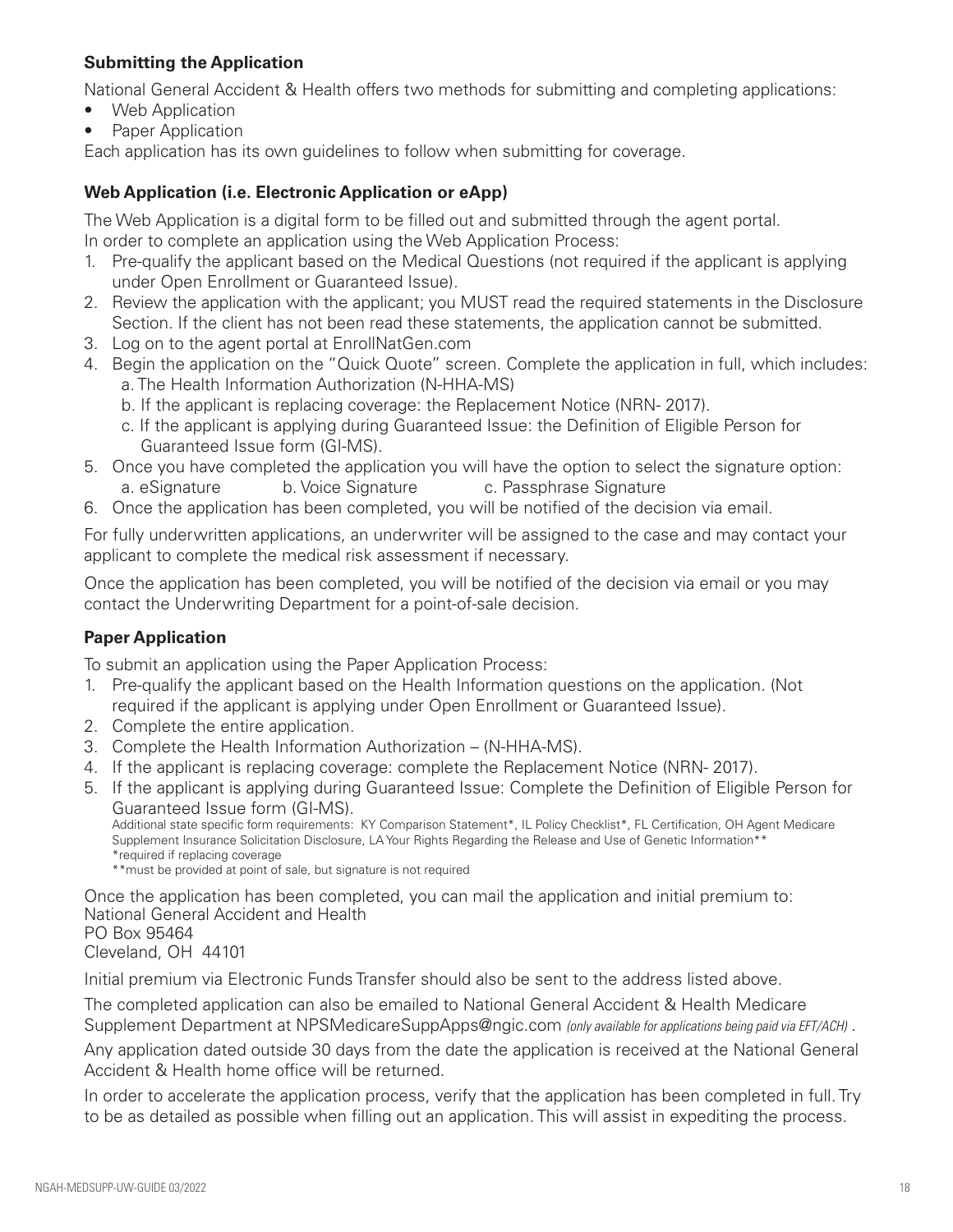### Submitting the Application

National General Accident & Health offers two methods for submitting and completing applications:

- Web Application
- Paper Application

Each application has its own guidelines to follow when submitting for coverage.

### Web Application (i.e. Electronic Application or eApp)

The Web Application is a digital form to be filled out and submitted through the agent portal. In order to complete an application using the Web Application Process:

1. Pre-qualify the applicant based on the Medical Questions (not required if the applicant is applying under Open Enrollment or Guaranteed Issue).
2. Review the application with the applicant; you MUST read the required statements in the Disclosure Section. If the client has not been read these statements, the application cannot be submitted.
3. Log on to the agent portal at EnrollNatGen.com
4. Begin the application on the "Quick Quote" screen. Complete the application in full, which includes:
   a. The Health Information Authorization (N-HHA-MS)
   b. If the applicant is replacing coverage: the Replacement Notice (NRN- 2017).
   c. If the applicant is applying during Guaranteed Issue: the Definition of Eligible Person for Guaranteed Issue form (GI-MS).
5. Once you have completed the application you will have the option to select the signature option:
   a. eSignature b. Voice Signature c. Passphrase Signature
6. Once the application has been completed, you will be notified of the decision via email.

For fully underwritten applications, an underwriter will be assigned to the case and may contact your applicant to complete the medical risk assessment if necessary.

Once the application has been completed, you will be notified of the decision via email or you may contact the Underwriting Department for a point-of-sale decision.

### Paper Application

To submit an application using the Paper Application Process:

1. Pre-qualify the applicant based on the Health Information questions on the application. (Not required if the applicant is applying under Open Enrollment or Guaranteed Issue).
2. Complete the entire application.
3. Complete the Health Information Authorization – (N-HHA-MS).
4. If the applicant is replacing coverage: complete the Replacement Notice (NRN- 2017).
5. If the applicant is applying during Guaranteed Issue: Complete the Definition of Eligible Person for Guaranteed Issue form (GI-MS).
   Additional state specific form requirements: KY Comparison Statement*, IL Policy Checklist*, FL Certification, OH Agent Medicare Supplement Insurance Solicitation Disclosure, LA Your Rights Regarding the Release and Use of Genetic Information**
   *required if replacing coverage
   **must be provided at point of sale, but signature is not required

Once the application has been completed, you can mail the application and initial premium to:
National General Accident and Health
PO Box 95464
Cleveland, OH 44101

Initial premium via Electronic Funds Transfer should also be sent to the address listed above.

The completed application can also be emailed to National General Accident & Health Medicare Supplement Department at NPSMedicareSuppApps@ngic.com *(only available for applications being paid via EFT/ACH)* .

Any application dated outside 30 days from the date the application is received at the National General Accident & Health home office will be returned.

In order to accelerate the application process, verify that the application has been completed in full. Try to be as detailed as possible when filling out an application. This will assist in expediting the process.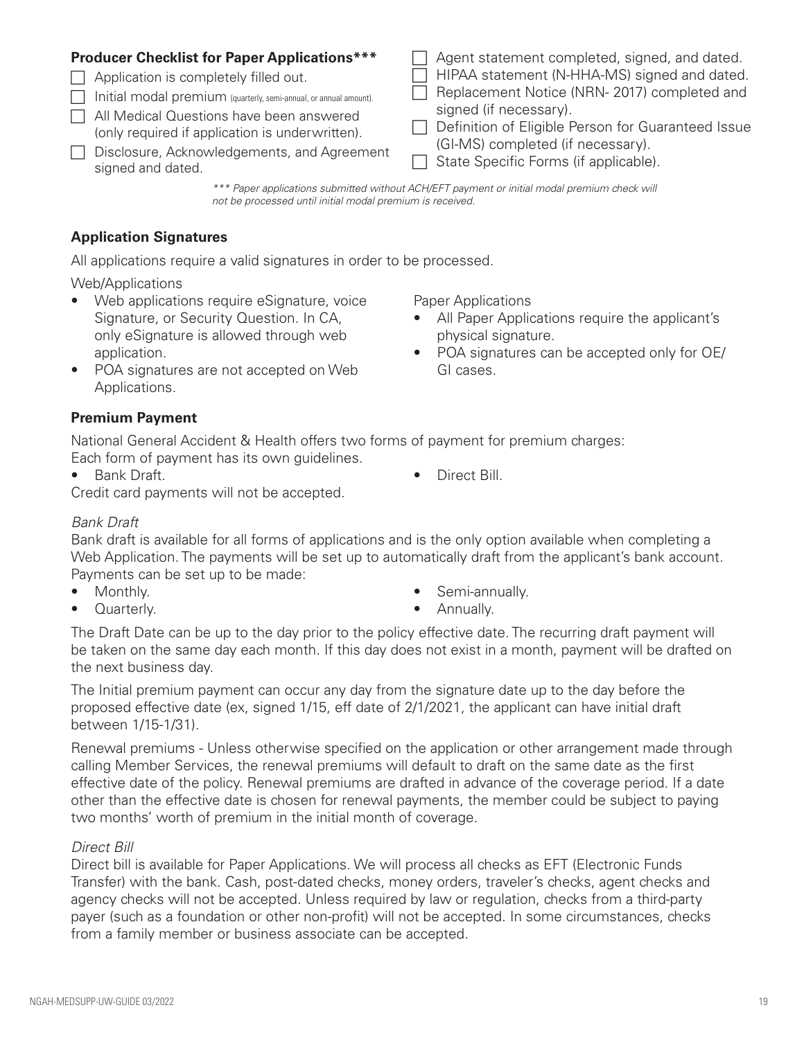**Producer Checklist for Paper Applications*****

- ☐ Application is completely filled out.
- ☐ Initial modal premium (quarterly, semi-annual, or annual amount).
- ☐ All Medical Questions have been answered (only required if application is underwritten).
- ☐ Disclosure, Acknowledgements, and Agreement signed and dated.
- ☐ Agent statement completed, signed, and dated.
- ☐ HIPAA statement (N-HHA-MS) signed and dated.
- ☐ Replacement Notice (NRN- 2017) completed and signed (if necessary).
- ☐ Definition of Eligible Person for Guaranteed Issue (GI-MS) completed (if necessary).
- ☐ State Specific Forms (if applicable).

**\*\*\* Paper applications submitted without ACH/EFT payment or initial modal premium check will not be processed until initial modal premium is received.** *(italic)*

### Application Signatures

All applications require a valid signatures in order to be processed.

Web/Applications

- Web applications require eSignature, voice Signature, or Security Question. In CA, only eSignature is allowed through web application.
- POA signatures are not accepted on Web Applications.

Paper Applications

- All Paper Applications require the applicant's physical signature.
- POA signatures can be accepted only for OE/ GI cases.

### Premium Payment

National General Accident & Health offers two forms of payment for premium charges:
Each form of payment has its own guidelines.

- Bank Draft.
- Direct Bill.

Credit card payments will not be accepted.

*Bank Draft*

Bank draft is available for all forms of applications and is the only option available when completing a Web Application. The payments will be set up to automatically draft from the applicant's bank account. Payments can be set up to be made:

- Monthly.
- Quarterly.
- Semi-annually.
- Annually.

The Draft Date can be up to the day prior to the policy effective date. The recurring draft payment will be taken on the same day each month. If this day does not exist in a month, payment will be drafted on the next business day.

The Initial premium payment can occur any day from the signature date up to the day before the proposed effective date (ex, signed 1/15, eff date of 2/1/2021, the applicant can have initial draft between 1/15-1/31).

Renewal premiums - Unless otherwise specified on the application or other arrangement made through calling Member Services, the renewal premiums will default to draft on the same date as the first effective date of the policy. Renewal premiums are drafted in advance of the coverage period. If a date other than the effective date is chosen for renewal payments, the member could be subject to paying two months' worth of premium in the initial month of coverage.

*Direct Bill*

Direct bill is available for Paper Applications. We will process all checks as EFT (Electronic Funds Transfer) with the bank. Cash, post-dated checks, money orders, traveler's checks, agent checks and agency checks will not be accepted. Unless required by law or regulation, checks from a third-party payer (such as a foundation or other non-profit) will not be accepted. In some circumstances, checks from a family member or business associate can be accepted.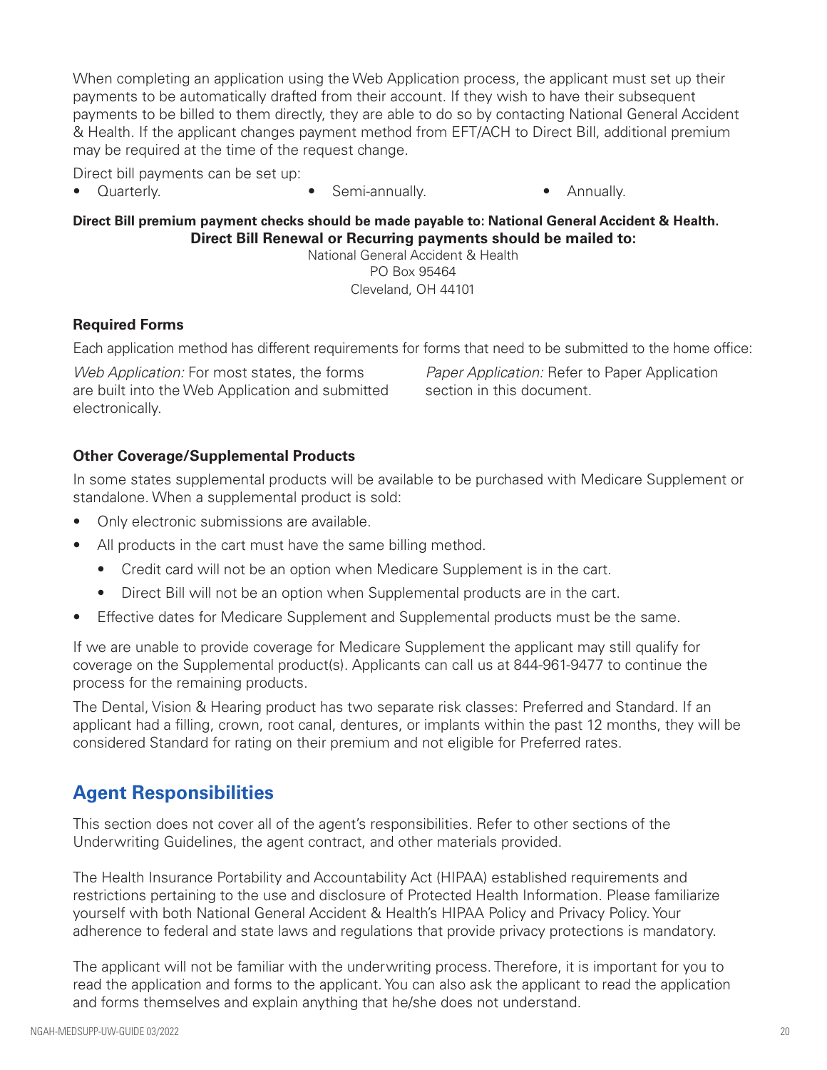When completing an application using the Web Application process, the applicant must set up their payments to be automatically drafted from their account. If they wish to have their subsequent payments to be billed to them directly, they are able to do so by contacting National General Accident & Health. If the applicant changes payment method from EFT/ACH to Direct Bill, additional premium may be required at the time of the request change.

Direct bill payments can be set up:

- Quarterly.
- Semi-annually.
- Annually.

**Direct Bill premium payment checks should be made payable to: National General Accident & Health.**

**Direct Bill Renewal or Recurring payments should be mailed to:**

National General Accident & Health
PO Box 95464
Cleveland, OH 44101

**Required Forms**

Each application method has different requirements for forms that need to be submitted to the home office:

*Web Application:* For most states, the forms are built into the Web Application and submitted electronically.

*Paper Application:* Refer to Paper Application section in this document.

**Other Coverage/Supplemental Products**

In some states supplemental products will be available to be purchased with Medicare Supplement or standalone. When a supplemental product is sold:

- Only electronic submissions are available.
- All products in the cart must have the same billing method.
  - Credit card will not be an option when Medicare Supplement is in the cart.
  - Direct Bill will not be an option when Supplemental products are in the cart.
- Effective dates for Medicare Supplement and Supplemental products must be the same.

If we are unable to provide coverage for Medicare Supplement the applicant may still qualify for coverage on the Supplemental product(s). Applicants can call us at 844-961-9477 to continue the process for the remaining products.

The Dental, Vision & Hearing product has two separate risk classes: Preferred and Standard. If an applicant had a filling, crown, root canal, dentures, or implants within the past 12 months, they will be considered Standard for rating on their premium and not eligible for Preferred rates.

## Agent Responsibilities

This section does not cover all of the agent's responsibilities. Refer to other sections of the Underwriting Guidelines, the agent contract, and other materials provided.

The Health Insurance Portability and Accountability Act (HIPAA) established requirements and restrictions pertaining to the use and disclosure of Protected Health Information. Please familiarize yourself with both National General Accident & Health's HIPAA Policy and Privacy Policy. Your adherence to federal and state laws and regulations that provide privacy protections is mandatory.

The applicant will not be familiar with the underwriting process. Therefore, it is important for you to read the application and forms to the applicant. You can also ask the applicant to read the application and forms themselves and explain anything that he/she does not understand.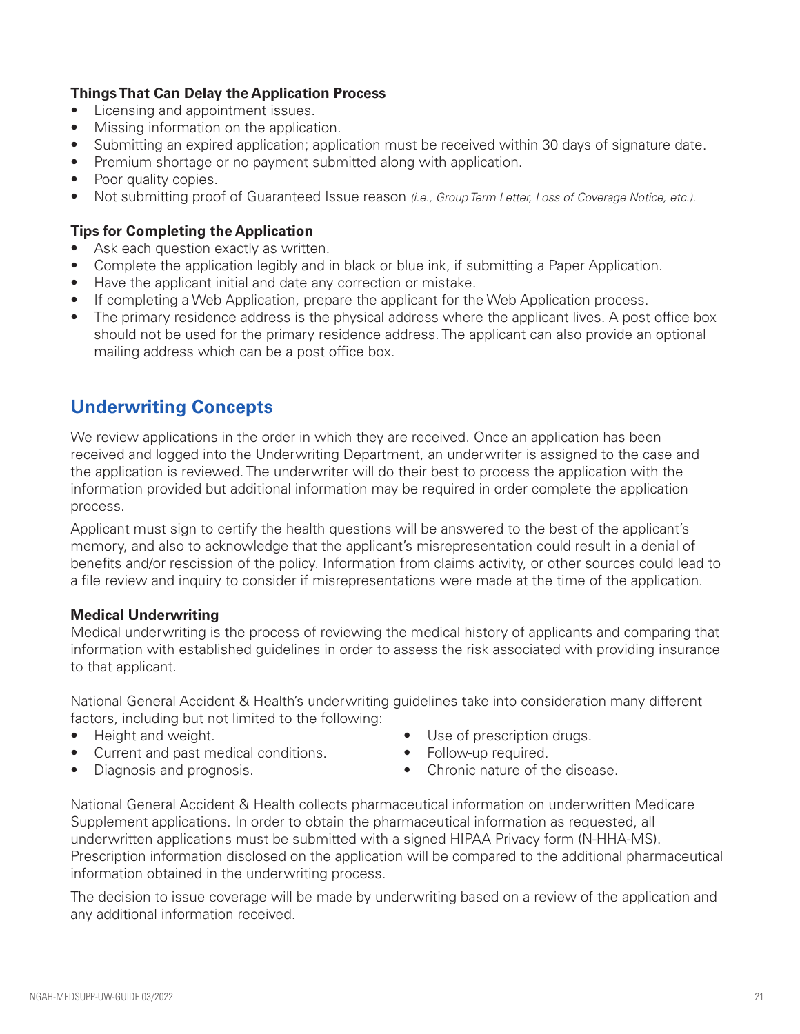### Things That Can Delay the Application Process

- Licensing and appointment issues.
- Missing information on the application.
- Submitting an expired application; application must be received within 30 days of signature date.
- Premium shortage or no payment submitted along with application.
- Poor quality copies.
- Not submitting proof of Guaranteed Issue reason *(i.e., Group Term Letter, Loss of Coverage Notice, etc.).*

### Tips for Completing the Application

- Ask each question exactly as written.
- Complete the application legibly and in black or blue ink, if submitting a Paper Application.
- Have the applicant initial and date any correction or mistake.
- If completing a Web Application, prepare the applicant for the Web Application process.
- The primary residence address is the physical address where the applicant lives. A post office box should not be used for the primary residence address. The applicant can also provide an optional mailing address which can be a post office box.

## Underwriting Concepts

We review applications in the order in which they are received. Once an application has been received and logged into the Underwriting Department, an underwriter is assigned to the case and the application is reviewed. The underwriter will do their best to process the application with the information provided but additional information may be required in order complete the application process.

Applicant must sign to certify the health questions will be answered to the best of the applicant's memory, and also to acknowledge that the applicant's misrepresentation could result in a denial of benefits and/or rescission of the policy. Information from claims activity, or other sources could lead to a file review and inquiry to consider if misrepresentations were made at the time of the application.

### Medical Underwriting

Medical underwriting is the process of reviewing the medical history of applicants and comparing that information with established guidelines in order to assess the risk associated with providing insurance to that applicant.

National General Accident & Health's underwriting guidelines take into consideration many different factors, including but not limited to the following:

- Height and weight.
- Current and past medical conditions.
- Diagnosis and prognosis.
- Use of prescription drugs.
- Follow-up required.
- Chronic nature of the disease.

National General Accident & Health collects pharmaceutical information on underwritten Medicare Supplement applications. In order to obtain the pharmaceutical information as requested, all underwritten applications must be submitted with a signed HIPAA Privacy form (N-HHA-MS). Prescription information disclosed on the application will be compared to the additional pharmaceutical information obtained in the underwriting process.

The decision to issue coverage will be made by underwriting based on a review of the application and any additional information received.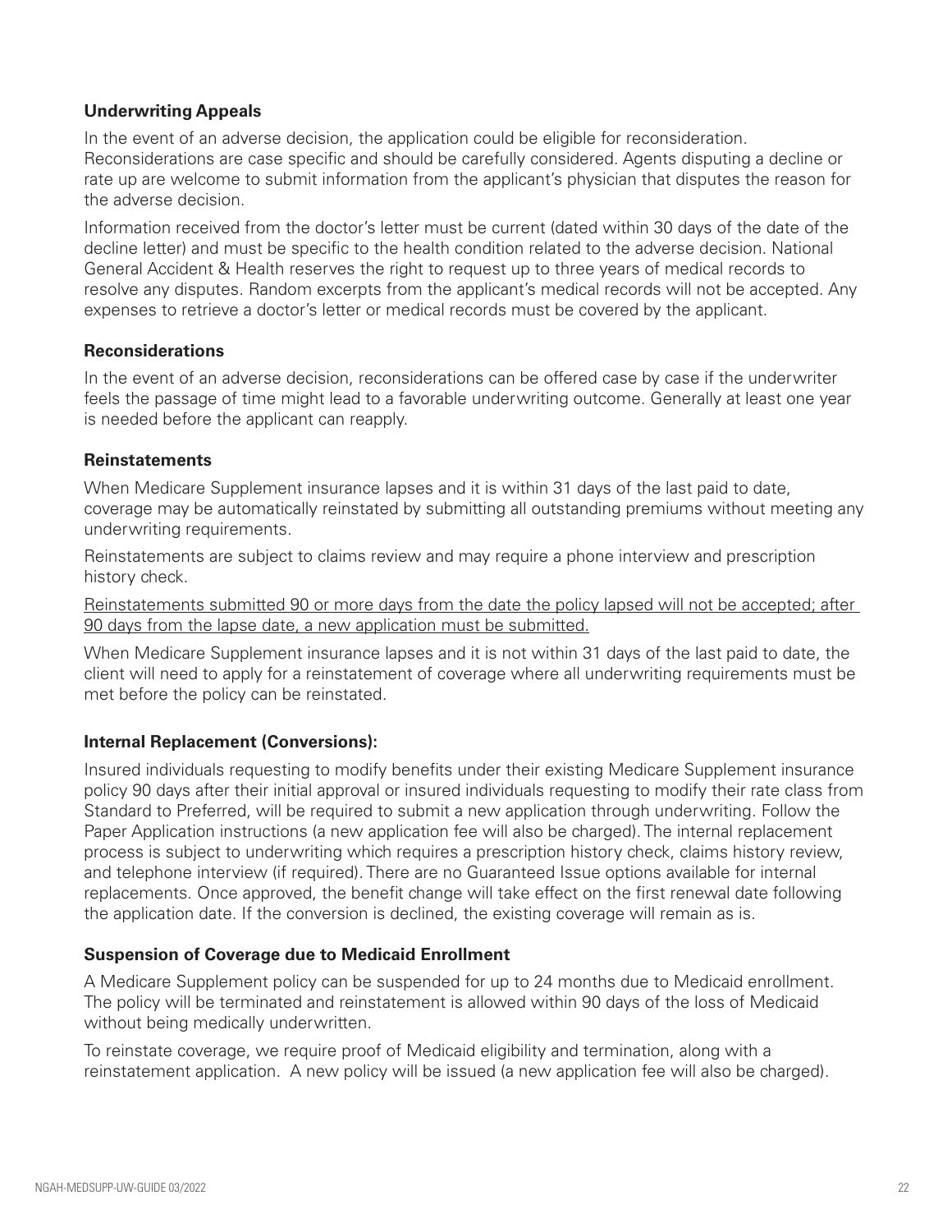**Underwriting Appeals**

In the event of an adverse decision, the application could be eligible for reconsideration. Reconsiderations are case specific and should be carefully considered. Agents disputing a decline or rate up are welcome to submit information from the applicant's physician that disputes the reason for the adverse decision.

Information received from the doctor's letter must be current (dated within 30 days of the date of the decline letter) and must be specific to the health condition related to the adverse decision. National General Accident & Health reserves the right to request up to three years of medical records to resolve any disputes. Random excerpts from the applicant's medical records will not be accepted. Any expenses to retrieve a doctor's letter or medical records must be covered by the applicant.

**Reconsiderations**

In the event of an adverse decision, reconsiderations can be offered case by case if the underwriter feels the passage of time might lead to a favorable underwriting outcome. Generally at least one year is needed before the applicant can reapply.

**Reinstatements**

When Medicare Supplement insurance lapses and it is within 31 days of the last paid to date, coverage may be automatically reinstated by submitting all outstanding premiums without meeting any underwriting requirements.

Reinstatements are subject to claims review and may require a phone interview and prescription history check.

<u>Reinstatements submitted 90 or more days from the date the policy lapsed will not be accepted; after 90 days from the lapse date, a new application must be submitted.</u>

When Medicare Supplement insurance lapses and it is not within 31 days of the last paid to date, the client will need to apply for a reinstatement of coverage where all underwriting requirements must be met before the policy can be reinstated.

**Internal Replacement (Conversions):**

Insured individuals requesting to modify benefits under their existing Medicare Supplement insurance policy 90 days after their initial approval or insured individuals requesting to modify their rate class from Standard to Preferred, will be required to submit a new application through underwriting. Follow the Paper Application instructions (a new application fee will also be charged). The internal replacement process is subject to underwriting which requires a prescription history check, claims history review, and telephone interview (if required). There are no Guaranteed Issue options available for internal replacements. Once approved, the benefit change will take effect on the first renewal date following the application date. If the conversion is declined, the existing coverage will remain as is.

**Suspension of Coverage due to Medicaid Enrollment**

A Medicare Supplement policy can be suspended for up to 24 months due to Medicaid enrollment. The policy will be terminated and reinstatement is allowed within 90 days of the loss of Medicaid without being medically underwritten.

To reinstate coverage, we require proof of Medicaid eligibility and termination, along with a reinstatement application. A new policy will be issued (a new application fee will also be charged).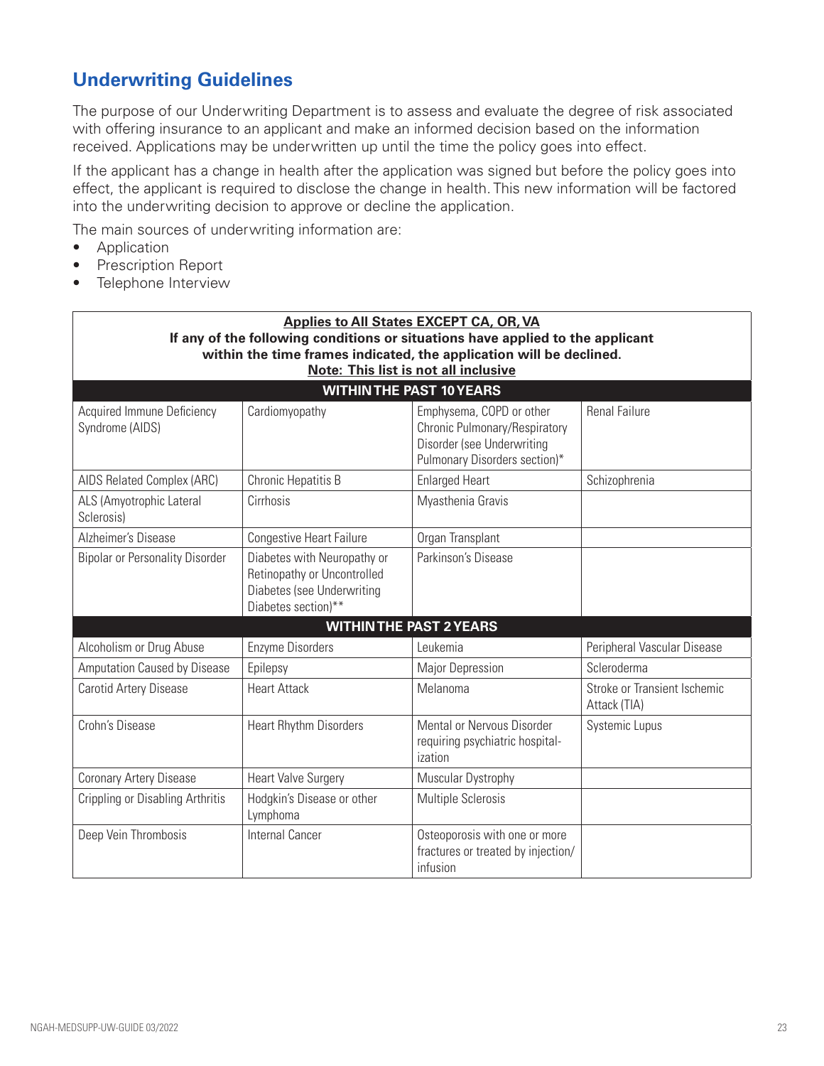## Underwriting Guidelines

The purpose of our Underwriting Department is to assess and evaluate the degree of risk associated with offering insurance to an applicant and make an informed decision based on the information received. Applications may be underwritten up until the time the policy goes into effect.

If the applicant has a change in health after the application was signed but before the policy goes into effect, the applicant is required to disclose the change in health. This new information will be factored into the underwriting decision to approve or decline the application.

The main sources of underwriting information are:

- Application
- Prescription Report
- Telephone Interview

| **Applies to All States EXCEPT CA, OR, VA**<br>**If any of the following conditions or situations have applied to the applicant within the time frames indicated, the application will be declined.**<br>**Note: This list is not all inclusive** | | | |
|---|---|---|---|
| **WITHIN THE PAST 10 YEARS** | | | |
| Acquired Immune Deficiency Syndrome (AIDS) | Cardiomyopathy | Emphysema, COPD or other Chronic Pulmonary/Respiratory Disorder (see Underwriting Pulmonary Disorders section)* | Renal Failure |
| AIDS Related Complex (ARC) | Chronic Hepatitis B | Enlarged Heart | Schizophrenia |
| ALS (Amyotrophic Lateral Sclerosis) | Cirrhosis | Myasthenia Gravis | |
| Alzheimer's Disease | Congestive Heart Failure | Organ Transplant | |
| Bipolar or Personality Disorder | Diabetes with Neuropathy or Retinopathy or Uncontrolled Diabetes (see Underwriting Diabetes section)** | Parkinson's Disease | |
| **WITHIN THE PAST 2 YEARS** | | | |
| Alcoholism or Drug Abuse | Enzyme Disorders | Leukemia | Peripheral Vascular Disease |
| Amputation Caused by Disease | Epilepsy | Major Depression | Scleroderma |
| Carotid Artery Disease | Heart Attack | Melanoma | Stroke or Transient Ischemic Attack (TIA) |
| Crohn's Disease | Heart Rhythm Disorders | Mental or Nervous Disorder requiring psychiatric hospitalization | Systemic Lupus |
| Coronary Artery Disease | Heart Valve Surgery | Muscular Dystrophy | |
| Crippling or Disabling Arthritis | Hodgkin's Disease or other Lymphoma | Multiple Sclerosis | |
| Deep Vein Thrombosis | Internal Cancer | Osteoporosis with one or more fractures or treated by injection/infusion | |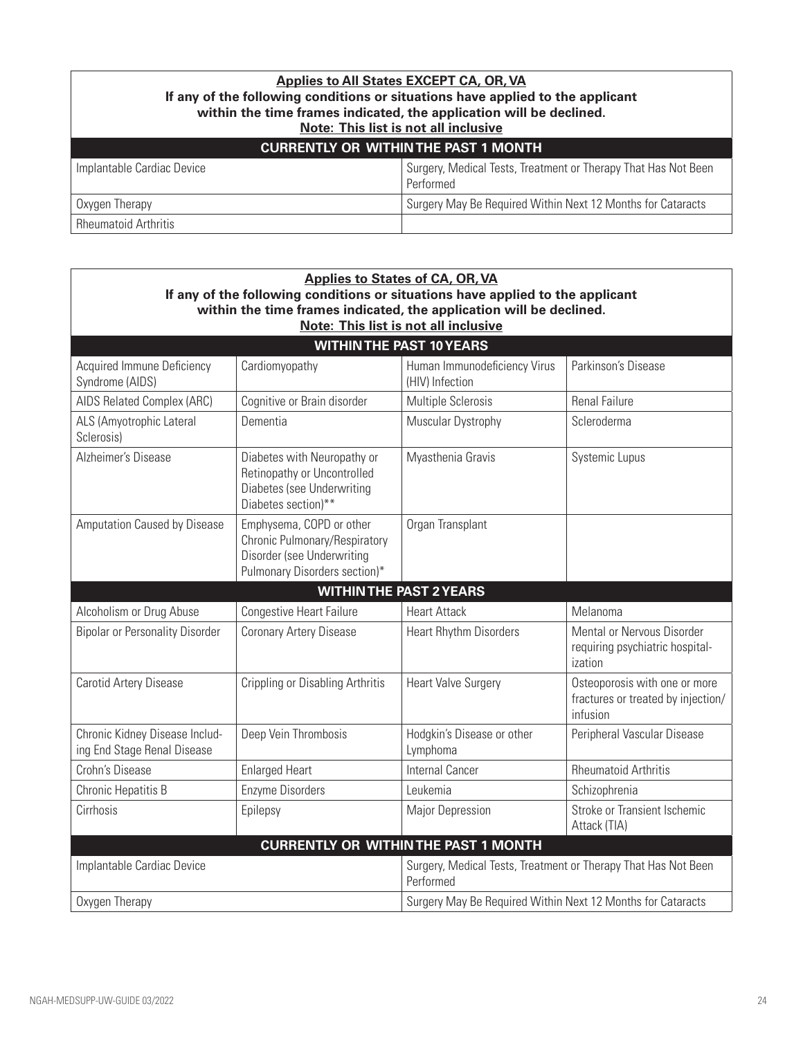| **Applies to All States EXCEPT CA, OR, VA**<br>**If any of the following conditions or situations have applied to the applicant within the time frames indicated, the application will be declined.**<br>**Note: This list is not all inclusive** | |
|---|---|
| **CURRENTLY OR WITHIN THE PAST 1 MONTH** | |
| Implantable Cardiac Device | Surgery, Medical Tests, Treatment or Therapy That Has Not Been Performed |
| Oxygen Therapy | Surgery May Be Required Within Next 12 Months for Cataracts |
| Rheumatoid Arthritis | |

| **Applies to States of CA, OR, VA**<br>**If any of the following conditions or situations have applied to the applicant within the time frames indicated, the application will be declined.**<br>**Note: This list is not all inclusive** | | | |
|---|---|---|---|
| **WITHIN THE PAST 10 YEARS** | | | |
| Acquired Immune Deficiency Syndrome (AIDS) | Cardiomyopathy | Human Immunodeficiency Virus (HIV) Infection | Parkinson's Disease |
| AIDS Related Complex (ARC) | Cognitive or Brain disorder | Multiple Sclerosis | Renal Failure |
| ALS (Amyotrophic Lateral Sclerosis) | Dementia | Muscular Dystrophy | Scleroderma |
| Alzheimer's Disease | Diabetes with Neuropathy or Retinopathy or Uncontrolled Diabetes (see Underwriting Diabetes section)** | Myasthenia Gravis | Systemic Lupus |
| Amputation Caused by Disease | Emphysema, COPD or other Chronic Pulmonary/Respiratory Disorder (see Underwriting Pulmonary Disorders section)* | Organ Transplant | |
| **WITHIN THE PAST 2 YEARS** | | | |
| Alcoholism or Drug Abuse | Congestive Heart Failure | Heart Attack | Melanoma |
| Bipolar or Personality Disorder | Coronary Artery Disease | Heart Rhythm Disorders | Mental or Nervous Disorder requiring psychiatric hospitalization |
| Carotid Artery Disease | Crippling or Disabling Arthritis | Heart Valve Surgery | Osteoporosis with one or more fractures or treated by injection/infusion |
| Chronic Kidney Disease Including End Stage Renal Disease | Deep Vein Thrombosis | Hodgkin's Disease or other Lymphoma | Peripheral Vascular Disease |
| Crohn's Disease | Enlarged Heart | Internal Cancer | Rheumatoid Arthritis |
| Chronic Hepatitis B | Enzyme Disorders | Leukemia | Schizophrenia |
| Cirrhosis | Epilepsy | Major Depression | Stroke or Transient Ischemic Attack (TIA) |
| **CURRENTLY OR WITHIN THE PAST 1 MONTH** | | | |
| Implantable Cardiac Device | | Surgery, Medical Tests, Treatment or Therapy That Has Not Been Performed | |
| Oxygen Therapy | | Surgery May Be Required Within Next 12 Months for Cataracts | |

NGAH-MEDSUPP-UW-GUIDE 03/2022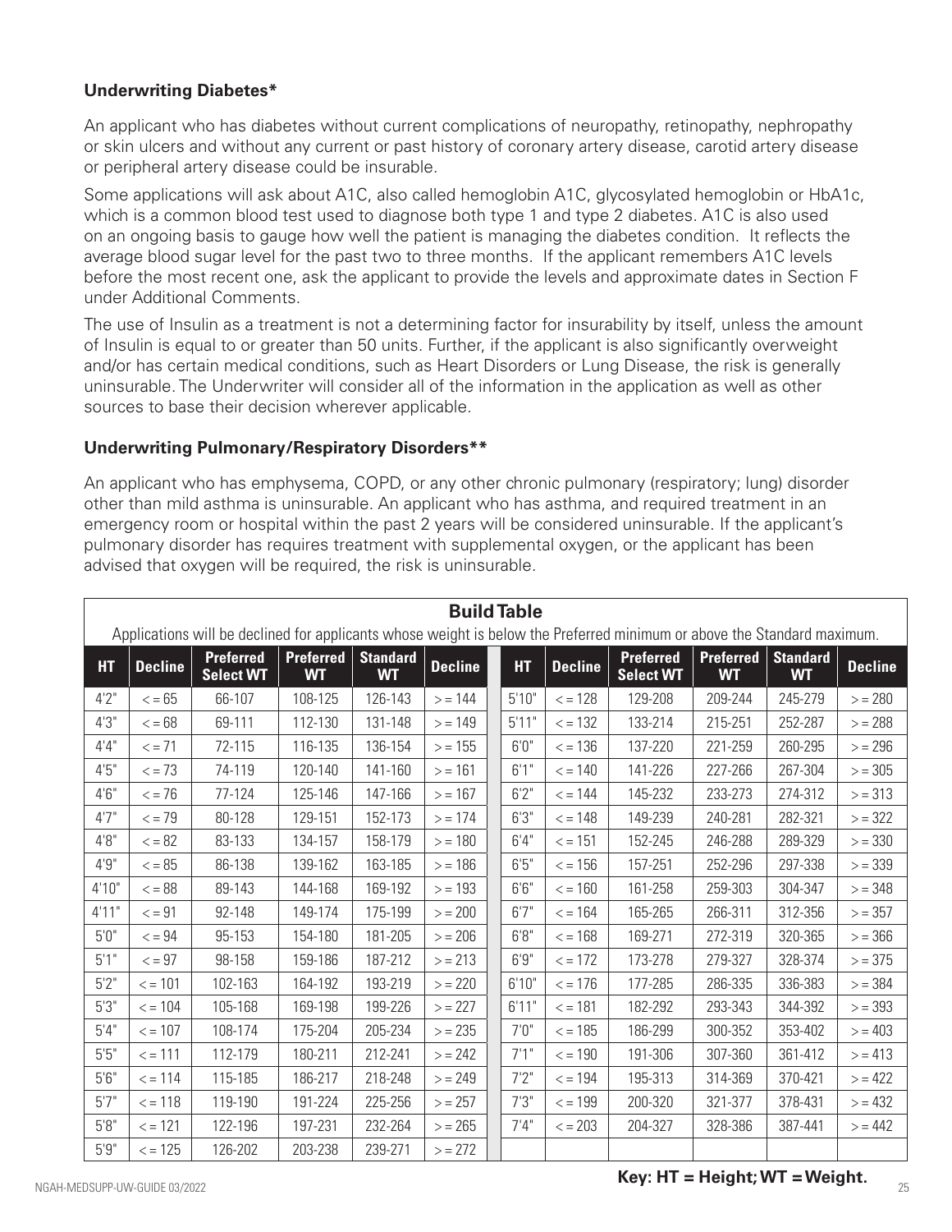### Underwriting Diabetes*

An applicant who has diabetes without current complications of neuropathy, retinopathy, nephropathy or skin ulcers and without any current or past history of coronary artery disease, carotid artery disease or peripheral artery disease could be insurable.

Some applications will ask about A1C, also called hemoglobin A1C, glycosylated hemoglobin or HbA1c, which is a common blood test used to diagnose both type 1 and type 2 diabetes. A1C is also used on an ongoing basis to gauge how well the patient is managing the diabetes condition. It reflects the average blood sugar level for the past two to three months. If the applicant remembers A1C levels before the most recent one, ask the applicant to provide the levels and approximate dates in Section F under Additional Comments.

The use of Insulin as a treatment is not a determining factor for insurability by itself, unless the amount of Insulin is equal to or greater than 50 units. Further, if the applicant is also significantly overweight and/or has certain medical conditions, such as Heart Disorders or Lung Disease, the risk is generally uninsurable. The Underwriter will consider all of the information in the application as well as other sources to base their decision wherever applicable.

### Underwriting Pulmonary/Respiratory Disorders**

An applicant who has emphysema, COPD, or any other chronic pulmonary (respiratory; lung) disorder other than mild asthma is uninsurable. An applicant who has asthma, and required treatment in an emergency room or hospital within the past 2 years will be considered uninsurable. If the applicant's pulmonary disorder has requires treatment with supplemental oxygen, or the applicant has been advised that oxygen will be required, the risk is uninsurable.

**Build Table**

Applications will be declined for applicants whose weight is below the Preferred minimum or above the Standard maximum.

| HT | Decline | Preferred Select WT | Preferred WT | Standard WT | Decline | HT | Decline | Preferred Select WT | Preferred WT | Standard WT | Decline |
|---|---|---|---|---|---|---|---|---|---|---|---|
| 4'2" | < = 65 | 66-107 | 108-125 | 126-143 | > = 144 | 5'10" | < = 128 | 129-208 | 209-244 | 245-279 | > = 280 |
| 4'3" | < = 68 | 69-111 | 112-130 | 131-148 | > = 149 | 5'11" | < = 132 | 133-214 | 215-251 | 252-287 | > = 288 |
| 4'4" | < = 71 | 72-115 | 116-135 | 136-154 | > = 155 | 6'0" | < = 136 | 137-220 | 221-259 | 260-295 | > = 296 |
| 4'5" | < = 73 | 74-119 | 120-140 | 141-160 | > = 161 | 6'1" | < = 140 | 141-226 | 227-266 | 267-304 | > = 305 |
| 4'6" | < = 76 | 77-124 | 125-146 | 147-166 | > = 167 | 6'2" | < = 144 | 145-232 | 233-273 | 274-312 | > = 313 |
| 4'7" | < = 79 | 80-128 | 129-151 | 152-173 | > = 174 | 6'3" | < = 148 | 149-239 | 240-281 | 282-321 | > = 322 |
| 4'8" | < = 82 | 83-133 | 134-157 | 158-179 | > = 180 | 6'4" | < = 151 | 152-245 | 246-288 | 289-329 | > = 330 |
| 4'9" | < = 85 | 86-138 | 139-162 | 163-185 | > = 186 | 6'5" | < = 156 | 157-251 | 252-296 | 297-338 | > = 339 |
| 4'10" | < = 88 | 89-143 | 144-168 | 169-192 | > = 193 | 6'6" | < = 160 | 161-258 | 259-303 | 304-347 | > = 348 |
| 4'11" | < = 91 | 92-148 | 149-174 | 175-199 | > = 200 | 6'7" | < = 164 | 165-265 | 266-311 | 312-356 | > = 357 |
| 5'0" | < = 94 | 95-153 | 154-180 | 181-205 | > = 206 | 6'8" | < = 168 | 169-271 | 272-319 | 320-365 | > = 366 |
| 5'1" | < = 97 | 98-158 | 159-186 | 187-212 | > = 213 | 6'9" | < = 172 | 173-278 | 279-327 | 328-374 | > = 375 |
| 5'2" | < = 101 | 102-163 | 164-192 | 193-219 | > = 220 | 6'10" | < = 176 | 177-285 | 286-335 | 336-383 | > = 384 |
| 5'3" | < = 104 | 105-168 | 169-198 | 199-226 | > = 227 | 6'11" | < = 181 | 182-292 | 293-343 | 344-392 | > = 393 |
| 5'4" | < = 107 | 108-174 | 175-204 | 205-234 | > = 235 | 7'0" | < = 185 | 186-299 | 300-352 | 353-402 | > = 403 |
| 5'5" | < = 111 | 112-179 | 180-211 | 212-241 | > = 242 | 7'1" | < = 190 | 191-306 | 307-360 | 361-412 | > = 413 |
| 5'6" | < = 114 | 115-185 | 186-217 | 218-248 | > = 249 | 7'2" | < = 194 | 195-313 | 314-369 | 370-421 | > = 422 |
| 5'7" | < = 118 | 119-190 | 191-224 | 225-256 | > = 257 | 7'3" | < = 199 | 200-320 | 321-377 | 378-431 | > = 432 |
| 5'8" | < = 121 | 122-196 | 197-231 | 232-264 | > = 265 | 7'4" | < = 203 | 204-327 | 328-386 | 387-441 | > = 442 |
| 5'9" | < = 125 | 126-202 | 203-238 | 239-271 | > = 272 | | | | | | |

**Key: HT = Height; WT = Weight.**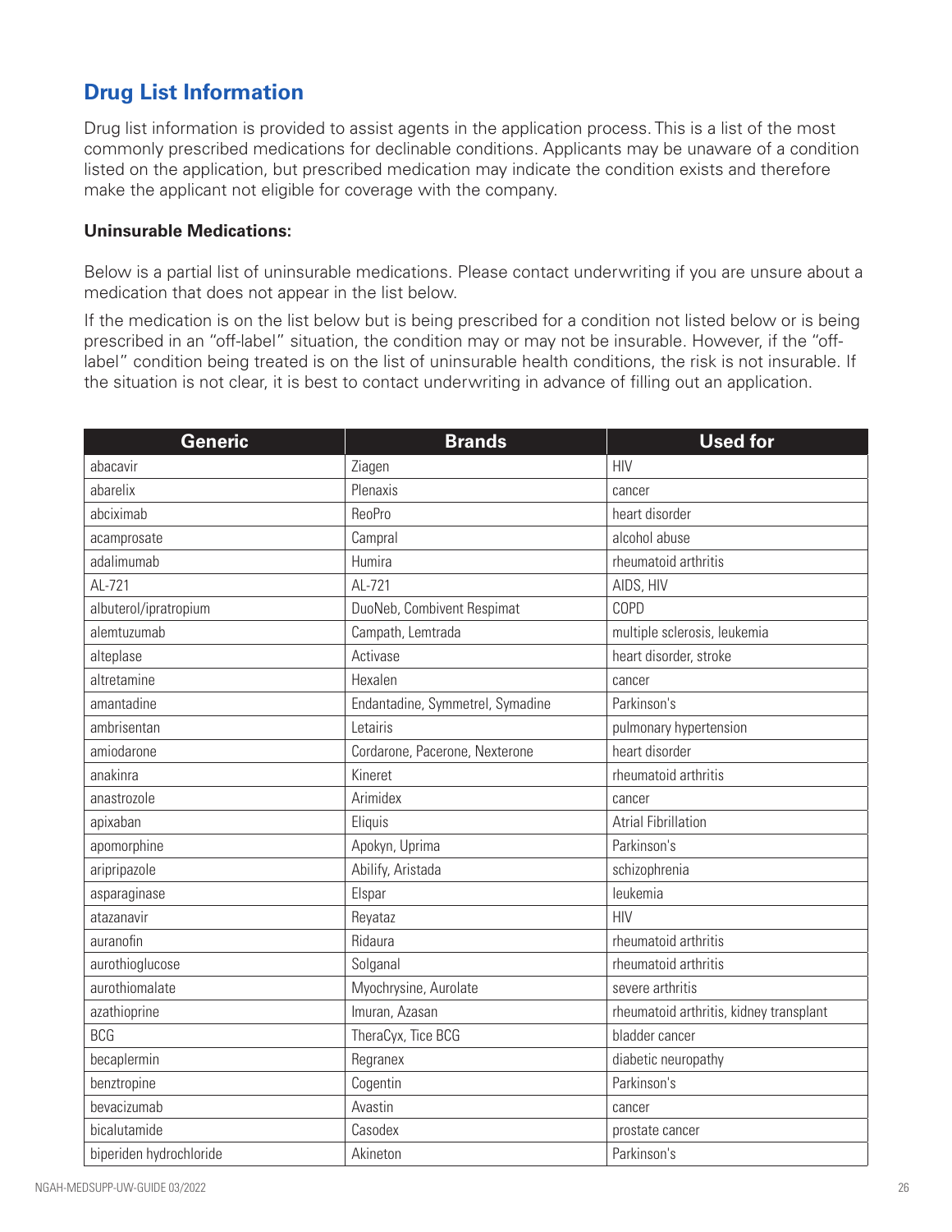## Drug List Information

Drug list information is provided to assist agents in the application process. This is a list of the most commonly prescribed medications for declinable conditions. Applicants may be unaware of a condition listed on the application, but prescribed medication may indicate the condition exists and therefore make the applicant not eligible for coverage with the company.

**Uninsurable Medications:**

Below is a partial list of uninsurable medications. Please contact underwriting if you are unsure about a medication that does not appear in the list below.

If the medication is on the list below but is being prescribed for a condition not listed below or is being prescribed in an "off-label" situation, the condition may or may not be insurable. However, if the "off-label" condition being treated is on the list of uninsurable health conditions, the risk is not insurable. If the situation is not clear, it is best to contact underwriting in advance of filling out an application.

| Generic | Brands | Used for |
|---|---|---|
| abacavir | Ziagen | HIV |
| abarelix | Plenaxis | cancer |
| abciximab | ReoPro | heart disorder |
| acamprosate | Campral | alcohol abuse |
| adalimumab | Humira | rheumatoid arthritis |
| AL-721 | AL-721 | AIDS, HIV |
| albuterol/ipratropium | DuoNeb, Combivent Respimat | COPD |
| alemtuzumab | Campath, Lemtrada | multiple sclerosis, leukemia |
| alteplase | Activase | heart disorder, stroke |
| altretamine | Hexalen | cancer |
| amantadine | Endantadine, Symmetrel, Symadine | Parkinson's |
| ambrisentan | Letairis | pulmonary hypertension |
| amiodarone | Cordarone, Pacerone, Nexterone | heart disorder |
| anakinra | Kineret | rheumatoid arthritis |
| anastrozole | Arimidex | cancer |
| apixaban | Eliquis | Atrial Fibrillation |
| apomorphine | Apokyn, Uprima | Parkinson's |
| aripripazole | Abilify, Aristada | schizophrenia |
| asparaginase | Elspar | leukemia |
| atazanavir | Reyataz | HIV |
| auranofin | Ridaura | rheumatoid arthritis |
| aurothioglucose | Solganal | rheumatoid arthritis |
| aurothiomalate | Myochrysine, Aurolate | severe arthritis |
| azathioprine | Imuran, Azasan | rheumatoid arthritis, kidney transplant |
| BCG | TheraCyx, Tice BCG | bladder cancer |
| becaplermin | Regranex | diabetic neuropathy |
| benztropine | Cogentin | Parkinson's |
| bevacizumab | Avastin | cancer |
| bicalutamide | Casodex | prostate cancer |
| biperiden hydrochloride | Akineton | Parkinson's |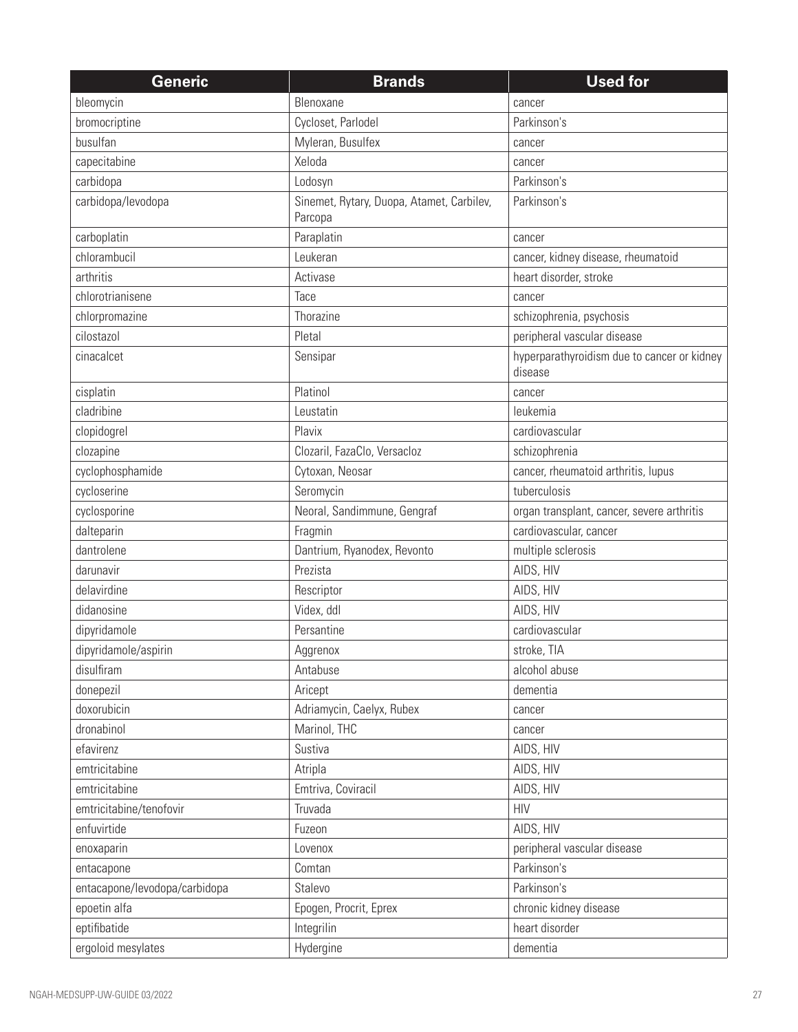| Generic | Brands | Used for |
|---|---|---|
| bleomycin | Blenoxane | cancer |
| bromocriptine | Cycloset, Parlodel | Parkinson's |
| busulfan | Myleran, Busulfex | cancer |
| capecitabine | Xeloda | cancer |
| carbidopa | Lodosyn | Parkinson's |
| carbidopa/levodopa | Sinemet, Rytary, Duopa, Atamet, Carbilev, Parcopa | Parkinson's |
| carboplatin | Paraplatin | cancer |
| chlorambucil | Leukeran | cancer, kidney disease, rheumatoid |
| arthritis | Activase | heart disorder, stroke |
| chlorotrianisene | Tace | cancer |
| chlorpromazine | Thorazine | schizophrenia, psychosis |
| cilostazol | Pletal | peripheral vascular disease |
| cinacalcet | Sensipar | hyperparathyroidism due to cancer or kidney disease |
| cisplatin | Platinol | cancer |
| cladribine | Leustatin | leukemia |
| clopidogrel | Plavix | cardiovascular |
| clozapine | Clozaril, FazaClo, Versacloz | schizophrenia |
| cyclophosphamide | Cytoxan, Neosar | cancer, rheumatoid arthritis, lupus |
| cycloserine | Seromycin | tuberculosis |
| cyclosporine | Neoral, Sandimmune, Gengraf | organ transplant, cancer, severe arthritis |
| dalteparin | Fragmin | cardiovascular, cancer |
| dantrolene | Dantrium, Ryanodex, Revonto | multiple sclerosis |
| darunavir | Prezista | AIDS, HIV |
| delavirdine | Rescriptor | AIDS, HIV |
| didanosine | Videx, ddl | AIDS, HIV |
| dipyridamole | Persantine | cardiovascular |
| dipyridamole/aspirin | Aggrenox | stroke, TIA |
| disulfiram | Antabuse | alcohol abuse |
| donepezil | Aricept | dementia |
| doxorubicin | Adriamycin, Caelyx, Rubex | cancer |
| dronabinol | Marinol, THC | cancer |
| efavirenz | Sustiva | AIDS, HIV |
| emtricitabine | Atripla | AIDS, HIV |
| emtricitabine | Emtriva, Coviracil | AIDS, HIV |
| emtricitabine/tenofovir | Truvada | HIV |
| enfuvirtide | Fuzeon | AIDS, HIV |
| enoxaparin | Lovenox | peripheral vascular disease |
| entacapone | Comtan | Parkinson's |
| entacapone/levodopa/carbidopa | Stalevo | Parkinson's |
| epoetin alfa | Epogen, Procrit, Eprex | chronic kidney disease |
| eptifibatide | Integrilin | heart disorder |
| ergoloid mesylates | Hydergine | dementia |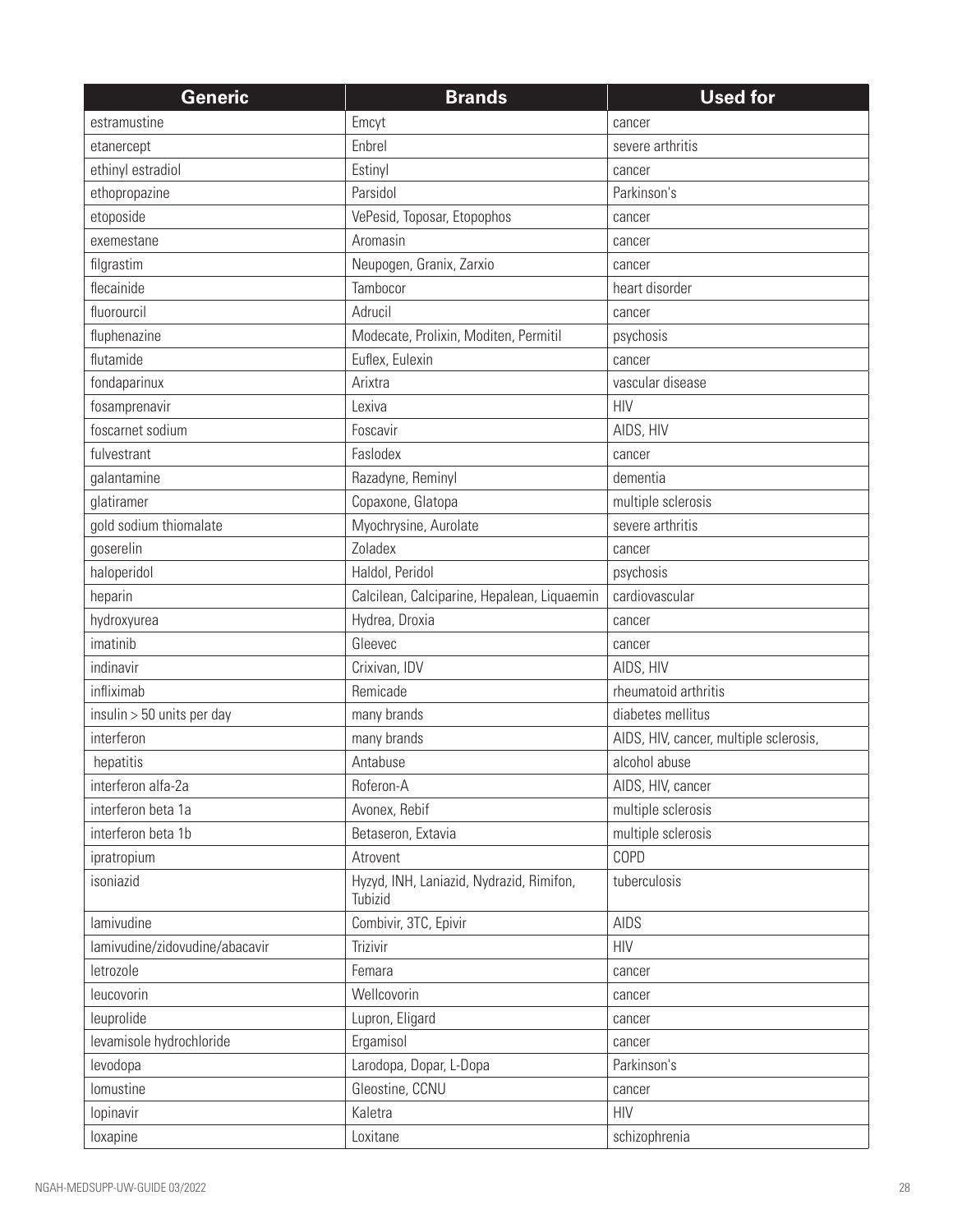| Generic | Brands | Used for |
|---|---|---|
| estramustine | Emcyt | cancer |
| etanercept | Enbrel | severe arthritis |
| ethinyl estradiol | Estinyl | cancer |
| ethopropazine | Parsidol | Parkinson's |
| etoposide | VePesid, Toposar, Etopophos | cancer |
| exemestane | Aromasin | cancer |
| filgrastim | Neupogen, Granix, Zarxio | cancer |
| flecainide | Tambocor | heart disorder |
| fluorourcil | Adrucil | cancer |
| fluphenazine | Modecate, Prolixin, Moditen, Permitil | psychosis |
| flutamide | Euflex, Eulexin | cancer |
| fondaparinux | Arixtra | vascular disease |
| fosamprenavir | Lexiva | HIV |
| foscarnet sodium | Foscavir | AIDS, HIV |
| fulvestrant | Faslodex | cancer |
| galantamine | Razadyne, Reminyl | dementia |
| glatiramer | Copaxone, Glatopa | multiple sclerosis |
| gold sodium thiomalate | Myochrysine, Aurolate | severe arthritis |
| goserelin | Zoladex | cancer |
| haloperidol | Haldol, Peridol | psychosis |
| heparin | Calcilean, Calciparine, Hepalean, Liquaemin | cardiovascular |
| hydroxyurea | Hydrea, Droxia | cancer |
| imatinib | Gleevec | cancer |
| indinavir | Crixivan, IDV | AIDS, HIV |
| infliximab | Remicade | rheumatoid arthritis |
| insulin > 50 units per day | many brands | diabetes mellitus |
| interferon | many brands | AIDS, HIV, cancer, multiple sclerosis, |
| hepatitis | Antabuse | alcohol abuse |
| interferon alfa-2a | Roferon-A | AIDS, HIV, cancer |
| interferon beta 1a | Avonex, Rebif | multiple sclerosis |
| interferon beta 1b | Betaseron, Extavia | multiple sclerosis |
| ipratropium | Atrovent | COPD |
| isoniazid | Hyzyd, INH, Laniazid, Nydrazid, Rimifon, Tubizid | tuberculosis |
| lamivudine | Combivir, 3TC, Epivir | AIDS |
| lamivudine/zidovudine/abacavir | Trizivir | HIV |
| letrozole | Femara | cancer |
| leucovorin | Wellcovorin | cancer |
| leuprolide | Lupron, Eligard | cancer |
| levamisole hydrochloride | Ergamisol | cancer |
| levodopa | Larodopa, Dopar, L-Dopa | Parkinson's |
| lomustine | Gleostine, CCNU | cancer |
| lopinavir | Kaletra | HIV |
| loxapine | Loxitane | schizophrenia |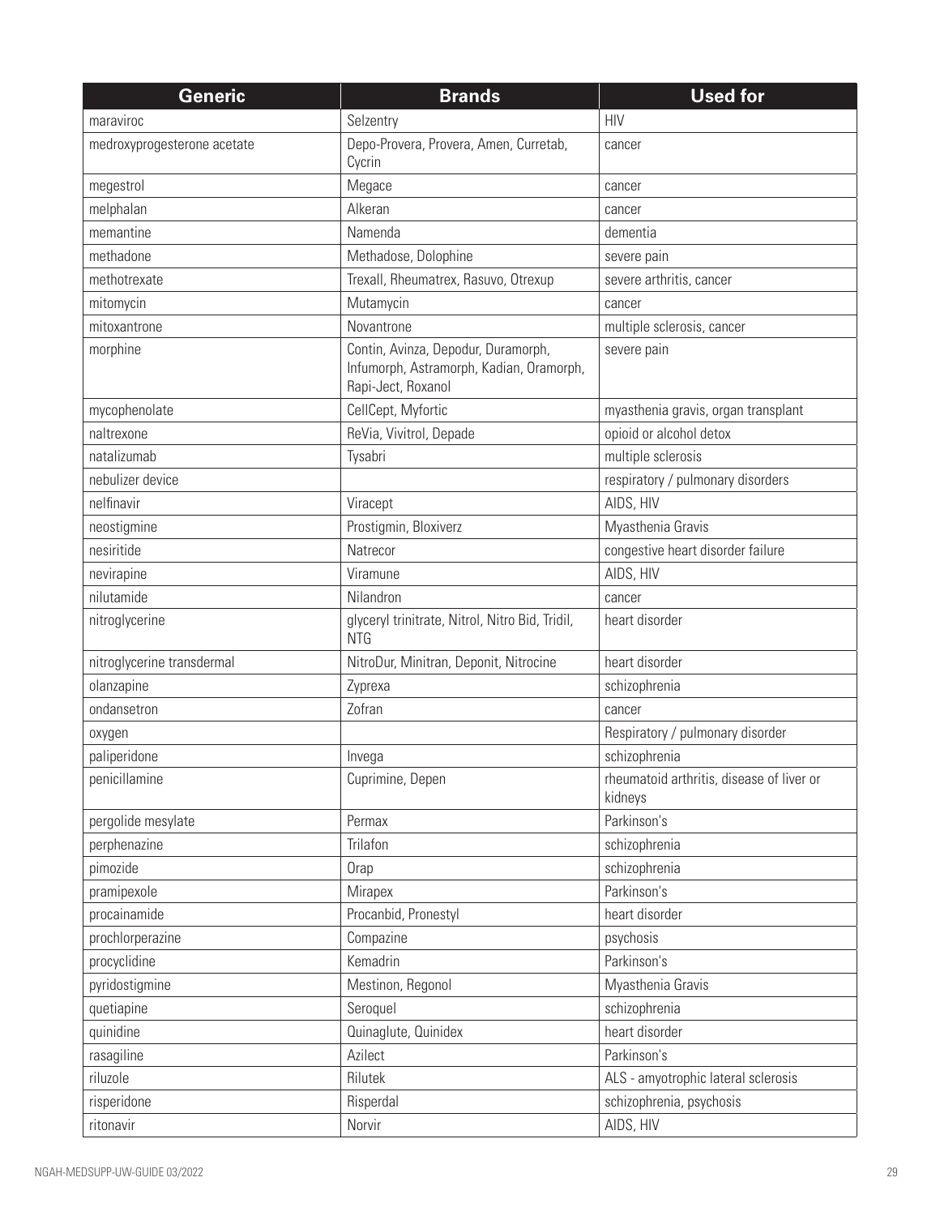| Generic | Brands | Used for |
|---|---|---|
| maraviroc | Selzentry | HIV |
| medroxyprogesterone acetate | Depo-Provera, Provera, Amen, Curretab, Cycrin | cancer |
| megestrol | Megace | cancer |
| melphalan | Alkeran | cancer |
| memantine | Namenda | dementia |
| methadone | Methadose, Dolophine | severe pain |
| methotrexate | Trexall, Rheumatrex, Rasuvo, Otrexup | severe arthritis, cancer |
| mitomycin | Mutamycin | cancer |
| mitoxantrone | Novantrone | multiple sclerosis, cancer |
| morphine | Contin, Avinza, Depodur, Duramorph, Infumorph, Astramorph, Kadian, Oramorph, Rapi-Ject, Roxanol | severe pain |
| mycophenolate | CellCept, Myfortic | myasthenia gravis, organ transplant |
| naltrexone | ReVia, Vivitrol, Depade | opioid or alcohol detox |
| natalizumab | Tysabri | multiple sclerosis |
| nebulizer device | | respiratory / pulmonary disorders |
| nelfinavir | Viracept | AIDS, HIV |
| neostigmine | Prostigmin, Bloxiverz | Myasthenia Gravis |
| nesiritide | Natrecor | congestive heart disorder failure |
| nevirapine | Viramune | AIDS, HIV |
| nilutamide | Nilandron | cancer |
| nitroglycerine | glyceryl trinitrate, Nitrol, Nitro Bid, Tridil, NTG | heart disorder |
| nitroglycerine transdermal | NitroDur, Minitran, Deponit, Nitrocine | heart disorder |
| olanzapine | Zyprexa | schizophrenia |
| ondansetron | Zofran | cancer |
| oxygen | | Respiratory / pulmonary disorder |
| paliperidone | Invega | schizophrenia |
| penicillamine | Cuprimine, Depen | rheumatoid arthritis, disease of liver or kidneys |
| pergolide mesylate | Permax | Parkinson's |
| perphenazine | Trilafon | schizophrenia |
| pimozide | Orap | schizophrenia |
| pramipexole | Mirapex | Parkinson's |
| procainamide | Procanbid, Pronestyl | heart disorder |
| prochlorperazine | Compazine | psychosis |
| procyclidine | Kemadrin | Parkinson's |
| pyridostigmine | Mestinon, Regonol | Myasthenia Gravis |
| quetiapine | Seroquel | schizophrenia |
| quinidine | Quinaglute, Quinidex | heart disorder |
| rasagiline | Azilect | Parkinson's |
| riluzole | Rilutek | ALS - amyotrophic lateral sclerosis |
| risperidone | Risperdal | schizophrenia, psychosis |
| ritonavir | Norvir | AIDS, HIV |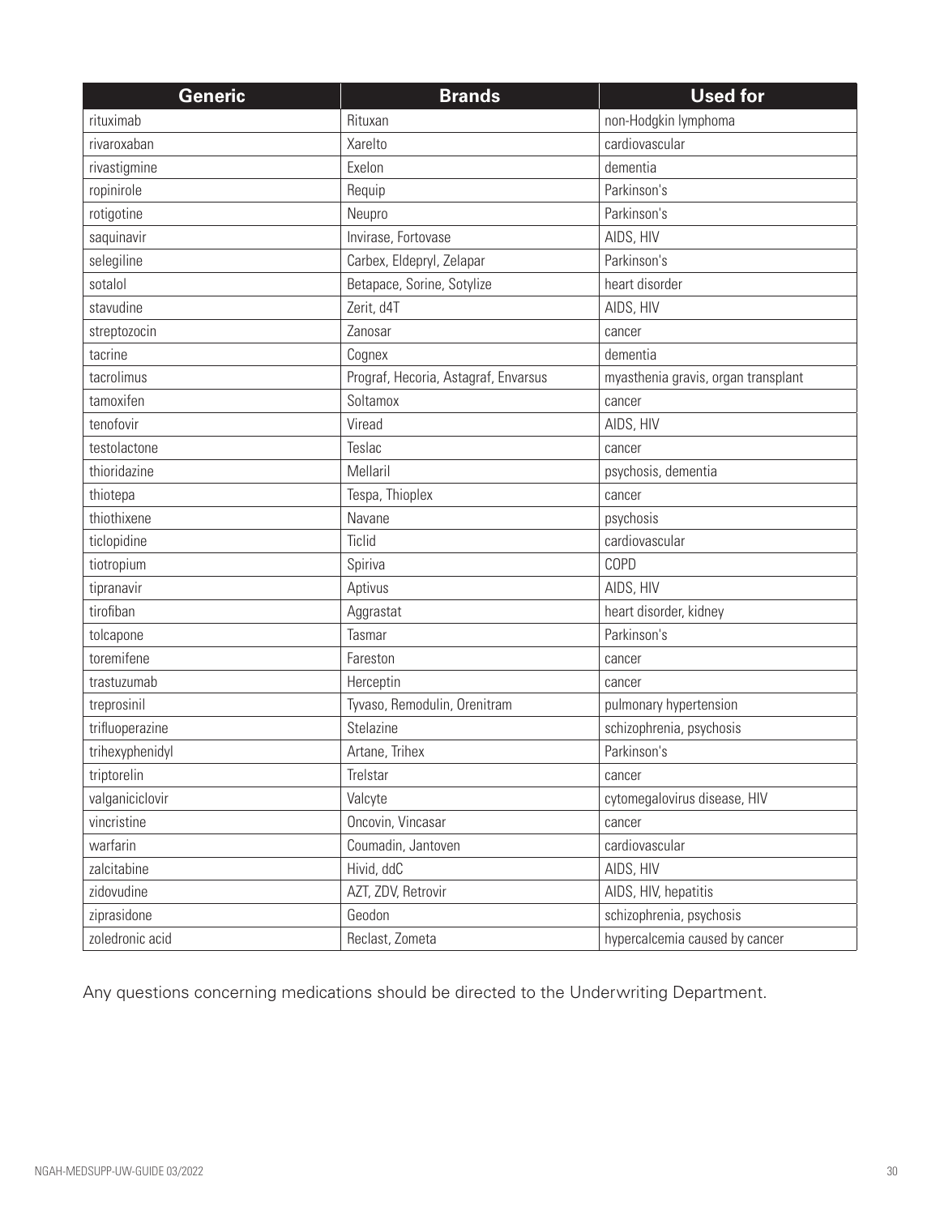| Generic | Brands | Used for |
|---|---|---|
| rituximab | Rituxan | non-Hodgkin lymphoma |
| rivaroxaban | Xarelto | cardiovascular |
| rivastigmine | Exelon | dementia |
| ropinirole | Requip | Parkinson's |
| rotigotine | Neupro | Parkinson's |
| saquinavir | Invirase, Fortovase | AIDS, HIV |
| selegiline | Carbex, Eldepryl, Zelapar | Parkinson's |
| sotalol | Betapace, Sorine, Sotylize | heart disorder |
| stavudine | Zerit, d4T | AIDS, HIV |
| streptozocin | Zanosar | cancer |
| tacrine | Cognex | dementia |
| tacrolimus | Prograf, Hecoria, Astagraf, Envarsus | myasthenia gravis, organ transplant |
| tamoxifen | Soltamox | cancer |
| tenofovir | Viread | AIDS, HIV |
| testolactone | Teslac | cancer |
| thioridazine | Mellaril | psychosis, dementia |
| thiotepa | Tespa, Thioplex | cancer |
| thiothixene | Navane | psychosis |
| ticlopidine | Ticlid | cardiovascular |
| tiotropium | Spiriva | COPD |
| tipranavir | Aptivus | AIDS, HIV |
| tirofiban | Aggrastat | heart disorder, kidney |
| tolcapone | Tasmar | Parkinson's |
| toremifene | Fareston | cancer |
| trastuzumab | Herceptin | cancer |
| treprosinil | Tyvaso, Remodulin, Orenitram | pulmonary hypertension |
| trifluoperazine | Stelazine | schizophrenia, psychosis |
| trihexyphenidyl | Artane, Trihex | Parkinson's |
| triptorelin | Trelstar | cancer |
| valganiciclovir | Valcyte | cytomegalovirus disease, HIV |
| vincristine | Oncovin, Vincasar | cancer |
| warfarin | Coumadin, Jantoven | cardiovascular |
| zalcitabine | Hivid, ddC | AIDS, HIV |
| zidovudine | AZT, ZDV, Retrovir | AIDS, HIV, hepatitis |
| ziprasidone | Geodon | schizophrenia, psychosis |
| zoledronic acid | Reclast, Zometa | hypercalcemia caused by cancer |

Any questions concerning medications should be directed to the Underwriting Department.